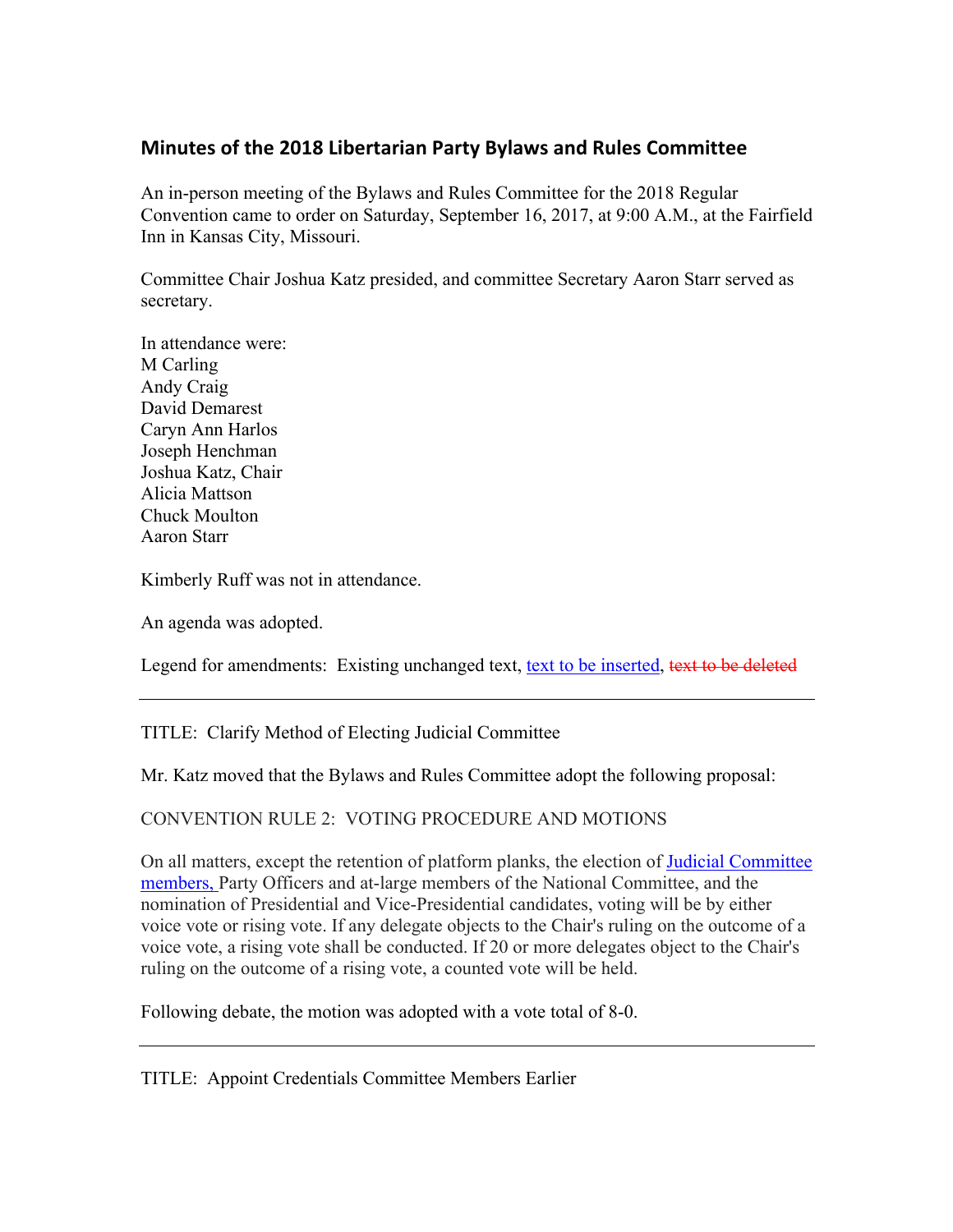# Minutes of the 2018 Libertarian Party Bylaws and Rules Committee

An in-person meeting of the Bylaws and Rules Committee for the 2018 Regular Convention came to order on Saturday, September 16, 2017, at 9:00 A.M., at the Fairfield Inn in Kansas City, Missouri.

Committee Chair Joshua Katz presided, and committee Secretary Aaron Starr served as secretary.

In attendance were:
M Carling
Andy Craig
David Demarest
Caryn Ann Harlos
Joseph Henchman
Joshua Katz, Chair
Alicia Mattson
Chuck Moulton
Aaron Starr

Kimberly Ruff was not in attendance.

An agenda was adopted.

Legend for amendments: Existing unchanged text, <u>text to be inserted</u>, ~~text to be deleted~~

---

TITLE: Clarify Method of Electing Judicial Committee

Mr. Katz moved that the Bylaws and Rules Committee adopt the following proposal:

CONVENTION RULE 2: VOTING PROCEDURE AND MOTIONS

On all matters, except the retention of platform planks, the election of <u>Judicial Committee members,</u> Party Officers and at-large members of the National Committee, and the nomination of Presidential and Vice-Presidential candidates, voting will be by either voice vote or rising vote. If any delegate objects to the Chair's ruling on the outcome of a voice vote, a rising vote shall be conducted. If 20 or more delegates object to the Chair's ruling on the outcome of a rising vote, a counted vote will be held.

Following debate, the motion was adopted with a vote total of 8-0.

---

TITLE: Appoint Credentials Committee Members Earlier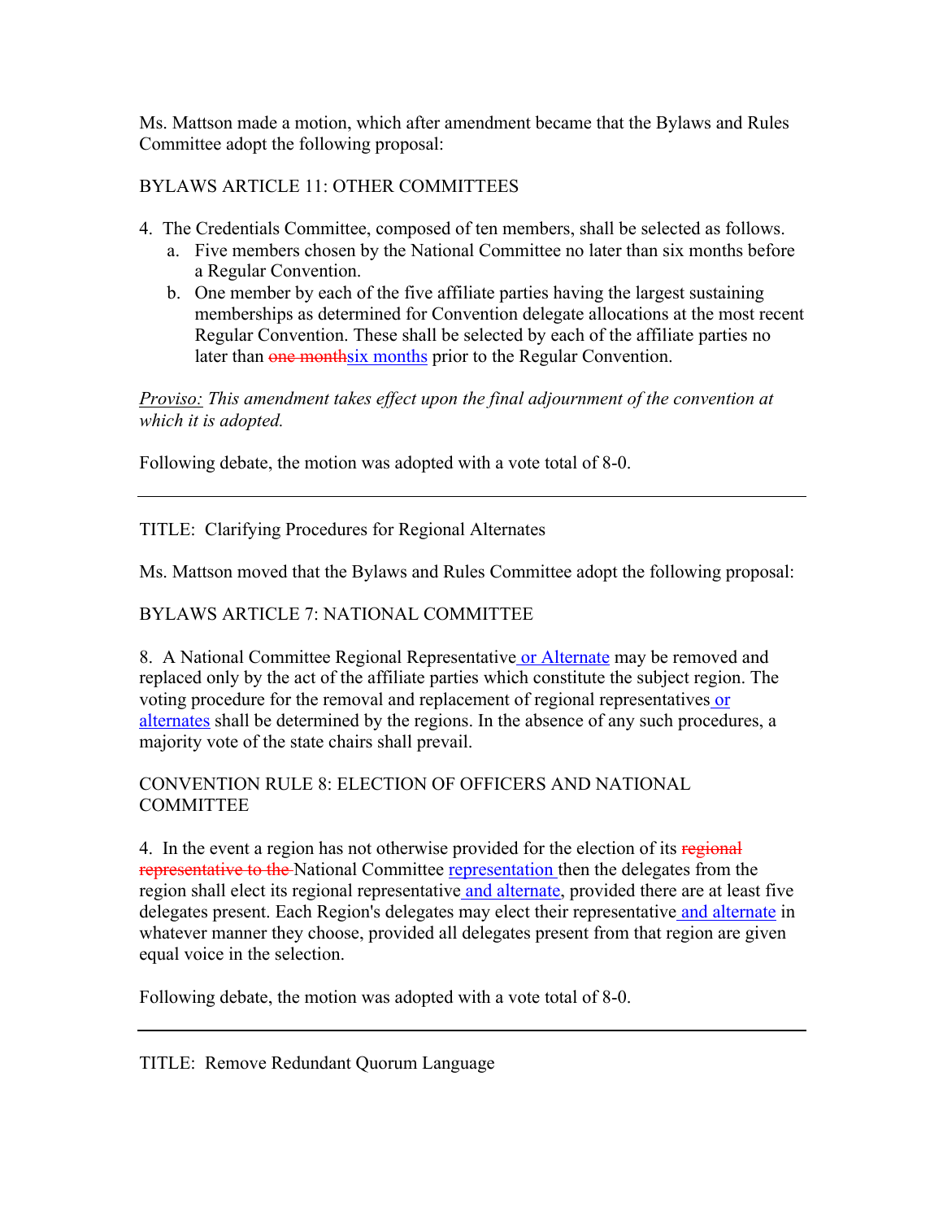Ms. Mattson made a motion, which after amendment became that the Bylaws and Rules Committee adopt the following proposal:

BYLAWS ARTICLE 11: OTHER COMMITTEES

4. The Credentials Committee, composed of ten members, shall be selected as follows.
   a. Five members chosen by the National Committee no later than six months before a Regular Convention.
   b. One member by each of the five affiliate parties having the largest sustaining memberships as determined for Convention delegate allocations at the most recent Regular Convention. These shall be selected by each of the affiliate parties no later than ~~one month~~six months prior to the Regular Convention.

*Proviso: This amendment takes effect upon the final adjournment of the convention at which it is adopted.*

Following debate, the motion was adopted with a vote total of 8-0.

---

TITLE: Clarifying Procedures for Regional Alternates

Ms. Mattson moved that the Bylaws and Rules Committee adopt the following proposal:

BYLAWS ARTICLE 7: NATIONAL COMMITTEE

8. A National Committee Regional Representative or Alternate may be removed and replaced only by the act of the affiliate parties which constitute the subject region. The voting procedure for the removal and replacement of regional representatives or alternates shall be determined by the regions. In the absence of any such procedures, a majority vote of the state chairs shall prevail.

CONVENTION RULE 8: ELECTION OF OFFICERS AND NATIONAL COMMITTEE

4. In the event a region has not otherwise provided for the election of its ~~regional representative to the~~ National Committee representation then the delegates from the region shall elect its regional representative and alternate, provided there are at least five delegates present. Each Region's delegates may elect their representative and alternate in whatever manner they choose, provided all delegates present from that region are given equal voice in the selection.

Following debate, the motion was adopted with a vote total of 8-0.

---

TITLE: Remove Redundant Quorum Language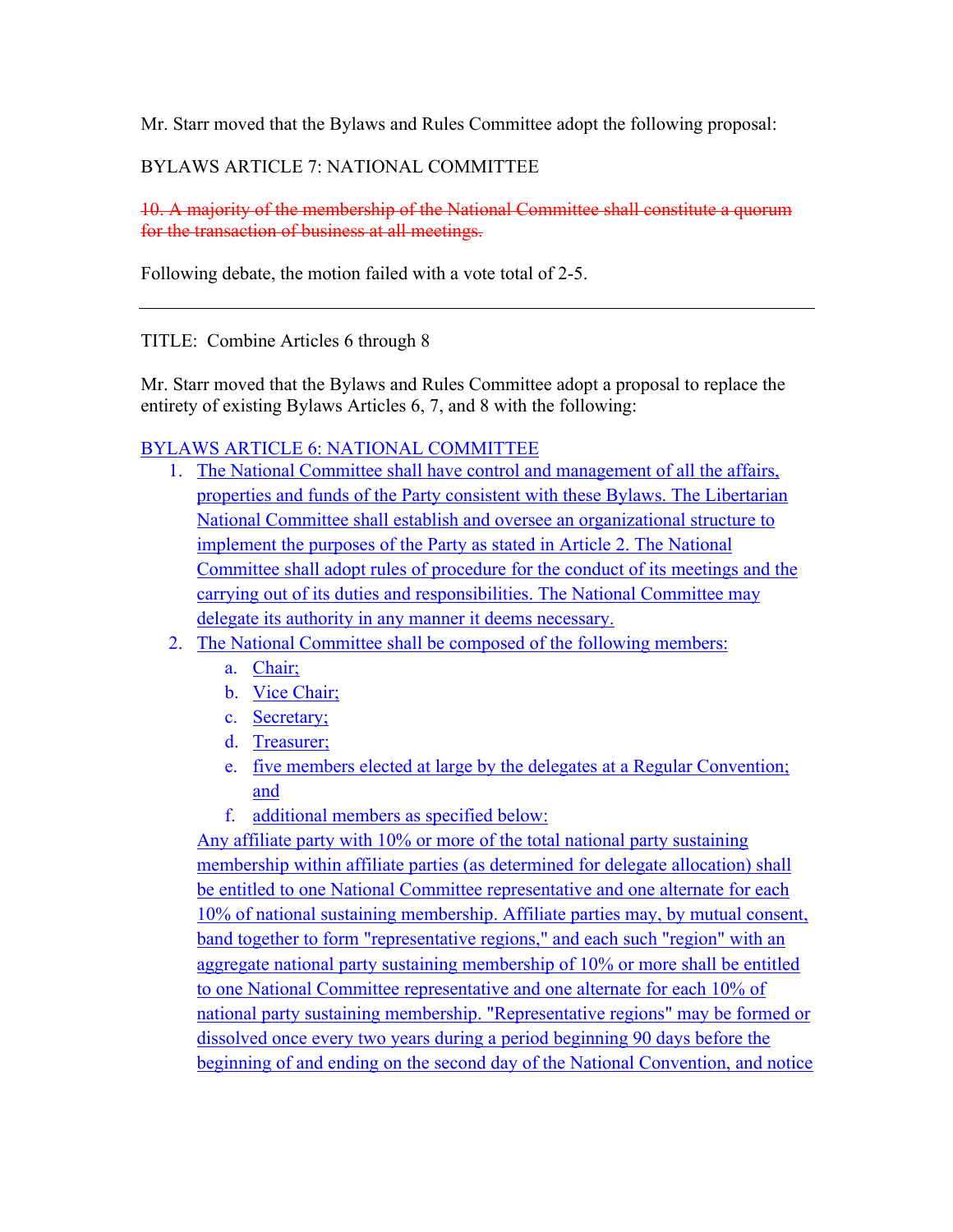Mr. Starr moved that the Bylaws and Rules Committee adopt the following proposal:

BYLAWS ARTICLE 7: NATIONAL COMMITTEE

~~10. A majority of the membership of the National Committee shall constitute a quorum for the transaction of business at all meetings.~~

Following debate, the motion failed with a vote total of 2-5.

---

TITLE: Combine Articles 6 through 8

Mr. Starr moved that the Bylaws and Rules Committee adopt a proposal to replace the entirety of existing Bylaws Articles 6, 7, and 8 with the following:

<u>BYLAWS ARTICLE 6: NATIONAL COMMITTEE</u>

1. <u>The National Committee shall have control and management of all the affairs, properties and funds of the Party consistent with these Bylaws. The Libertarian National Committee shall establish and oversee an organizational structure to implement the purposes of the Party as stated in Article 2. The National Committee shall adopt rules of procedure for the conduct of its meetings and the carrying out of its duties and responsibilities. The National Committee may delegate its authority in any manner it deems necessary.</u>
2. <u>The National Committee shall be composed of the following members:</u>
    a. <u>Chair;</u>
    b. <u>Vice Chair;</u>
    c. <u>Secretary;</u>
    d. <u>Treasurer;</u>
    e. <u>five members elected at large by the delegates at a Regular Convention; and</u>
    f. <u>additional members as specified below:</u>

    <u>Any affiliate party with 10% or more of the total national party sustaining membership within affiliate parties (as determined for delegate allocation) shall be entitled to one National Committee representative and one alternate for each 10% of national sustaining membership. Affiliate parties may, by mutual consent, band together to form "representative regions," and each such "region" with an aggregate national party sustaining membership of 10% or more shall be entitled to one National Committee representative and one alternate for each 10% of national party sustaining membership. "Representative regions" may be formed or dissolved once every two years during a period beginning 90 days before the beginning of and ending on the second day of the National Convention, and notice</u>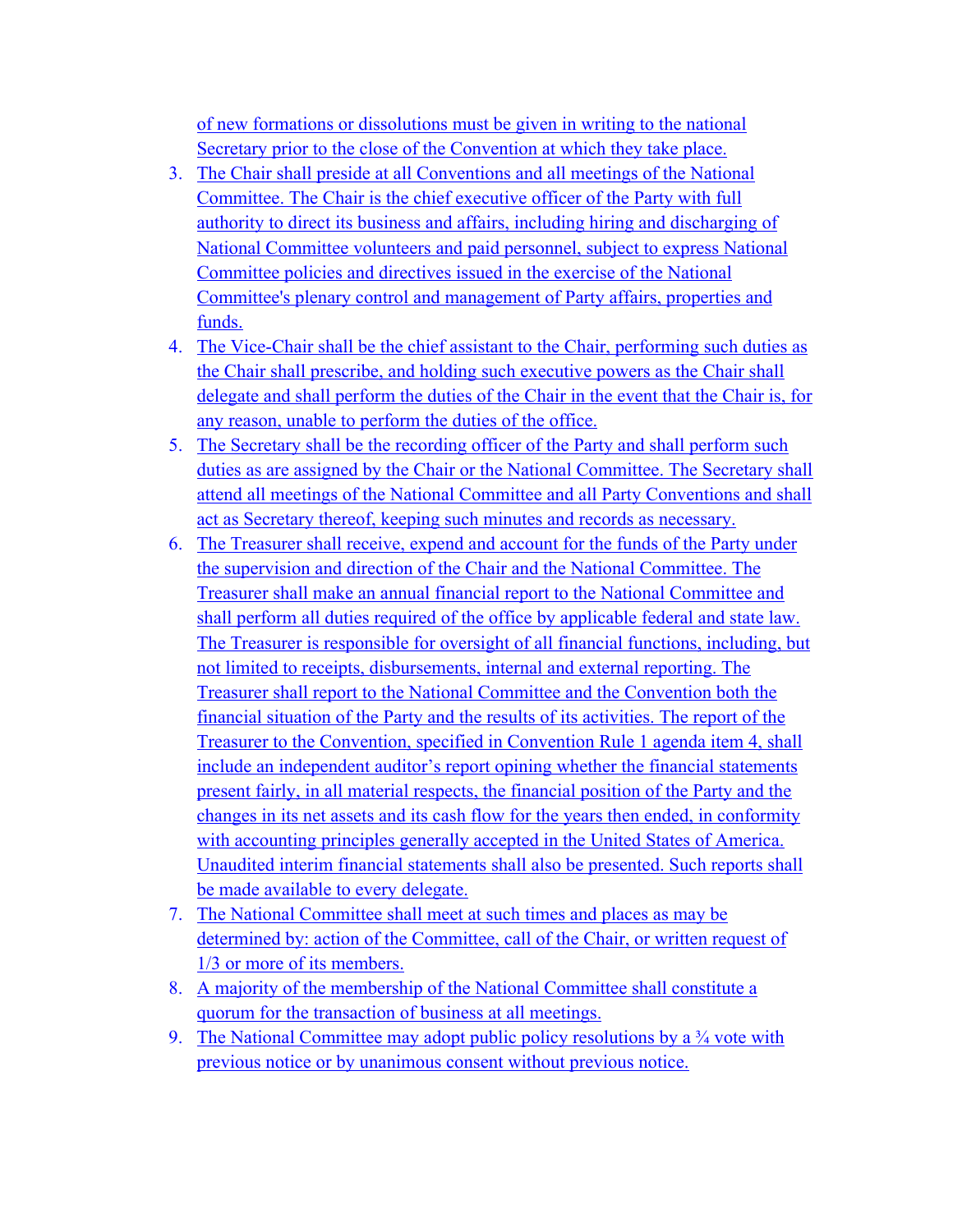of new formations or dissolutions must be given in writing to the national Secretary prior to the close of the Convention at which they take place.

3. The Chair shall preside at all Conventions and all meetings of the National Committee. The Chair is the chief executive officer of the Party with full authority to direct its business and affairs, including hiring and discharging of National Committee volunteers and paid personnel, subject to express National Committee policies and directives issued in the exercise of the National Committee's plenary control and management of Party affairs, properties and funds.
4. The Vice-Chair shall be the chief assistant to the Chair, performing such duties as the Chair shall prescribe, and holding such executive powers as the Chair shall delegate and shall perform the duties of the Chair in the event that the Chair is, for any reason, unable to perform the duties of the office.
5. The Secretary shall be the recording officer of the Party and shall perform such duties as are assigned by the Chair or the National Committee. The Secretary shall attend all meetings of the National Committee and all Party Conventions and shall act as Secretary thereof, keeping such minutes and records as necessary.
6. The Treasurer shall receive, expend and account for the funds of the Party under the supervision and direction of the Chair and the National Committee. The Treasurer shall make an annual financial report to the National Committee and shall perform all duties required of the office by applicable federal and state law. The Treasurer is responsible for oversight of all financial functions, including, but not limited to receipts, disbursements, internal and external reporting. The Treasurer shall report to the National Committee and the Convention both the financial situation of the Party and the results of its activities. The report of the Treasurer to the Convention, specified in Convention Rule 1 agenda item 4, shall include an independent auditor's report opining whether the financial statements present fairly, in all material respects, the financial position of the Party and the changes in its net assets and its cash flow for the years then ended, in conformity with accounting principles generally accepted in the United States of America. Unaudited interim financial statements shall also be presented. Such reports shall be made available to every delegate.
7. The National Committee shall meet at such times and places as may be determined by: action of the Committee, call of the Chair, or written request of 1/3 or more of its members.
8. A majority of the membership of the National Committee shall constitute a quorum for the transaction of business at all meetings.
9. The National Committee may adopt public policy resolutions by a ¾ vote with previous notice or by unanimous consent without previous notice.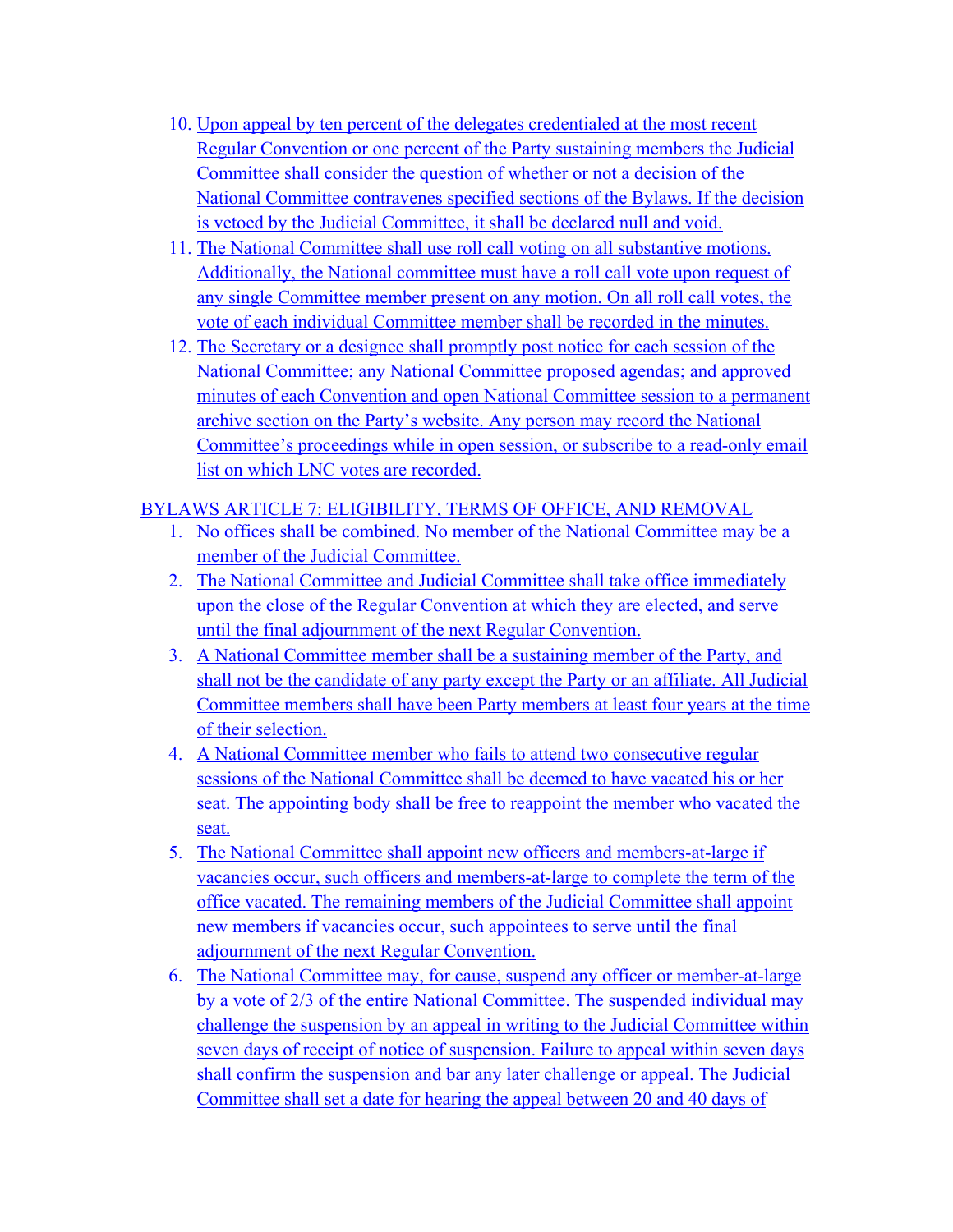10. Upon appeal by ten percent of the delegates credentialed at the most recent Regular Convention or one percent of the Party sustaining members the Judicial Committee shall consider the question of whether or not a decision of the National Committee contravenes specified sections of the Bylaws. If the decision is vetoed by the Judicial Committee, it shall be declared null and void.
11. The National Committee shall use roll call voting on all substantive motions. Additionally, the National committee must have a roll call vote upon request of any single Committee member present on any motion. On all roll call votes, the vote of each individual Committee member shall be recorded in the minutes.
12. The Secretary or a designee shall promptly post notice for each session of the National Committee; any National Committee proposed agendas; and approved minutes of each Convention and open National Committee session to a permanent archive section on the Party's website. Any person may record the National Committee's proceedings while in open session, or subscribe to a read-only email list on which LNC votes are recorded.

## BYLAWS ARTICLE 7: ELIGIBILITY, TERMS OF OFFICE, AND REMOVAL

1. No offices shall be combined. No member of the National Committee may be a member of the Judicial Committee.
2. The National Committee and Judicial Committee shall take office immediately upon the close of the Regular Convention at which they are elected, and serve until the final adjournment of the next Regular Convention.
3. A National Committee member shall be a sustaining member of the Party, and shall not be the candidate of any party except the Party or an affiliate. All Judicial Committee members shall have been Party members at least four years at the time of their selection.
4. A National Committee member who fails to attend two consecutive regular sessions of the National Committee shall be deemed to have vacated his or her seat. The appointing body shall be free to reappoint the member who vacated the seat.
5. The National Committee shall appoint new officers and members-at-large if vacancies occur, such officers and members-at-large to complete the term of the office vacated. The remaining members of the Judicial Committee shall appoint new members if vacancies occur, such appointees to serve until the final adjournment of the next Regular Convention.
6. The National Committee may, for cause, suspend any officer or member-at-large by a vote of 2/3 of the entire National Committee. The suspended individual may challenge the suspension by an appeal in writing to the Judicial Committee within seven days of receipt of notice of suspension. Failure to appeal within seven days shall confirm the suspension and bar any later challenge or appeal. The Judicial Committee shall set a date for hearing the appeal between 20 and 40 days of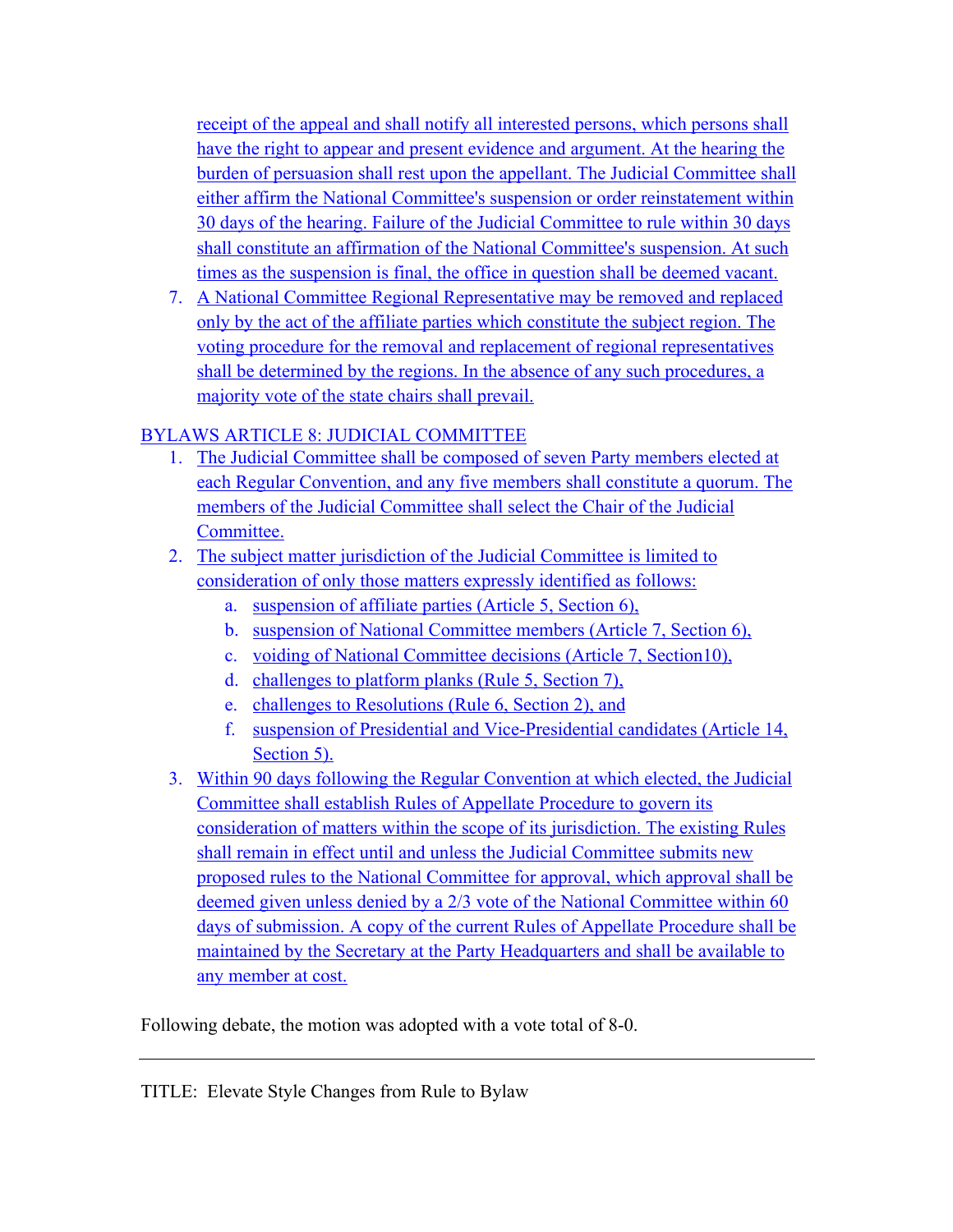receipt of the appeal and shall notify all interested persons, which persons shall have the right to appear and present evidence and argument. At the hearing the burden of persuasion shall rest upon the appellant. The Judicial Committee shall either affirm the National Committee's suspension or order reinstatement within 30 days of the hearing. Failure of the Judicial Committee to rule within 30 days shall constitute an affirmation of the National Committee's suspension. At such times as the suspension is final, the office in question shall be deemed vacant.

7. A National Committee Regional Representative may be removed and replaced only by the act of the affiliate parties which constitute the subject region. The voting procedure for the removal and replacement of regional representatives shall be determined by the regions. In the absence of any such procedures, a majority vote of the state chairs shall prevail.

BYLAWS ARTICLE 8: JUDICIAL COMMITTEE

1. The Judicial Committee shall be composed of seven Party members elected at each Regular Convention, and any five members shall constitute a quorum. The members of the Judicial Committee shall select the Chair of the Judicial Committee.
2. The subject matter jurisdiction of the Judicial Committee is limited to consideration of only those matters expressly identified as follows:
    a. suspension of affiliate parties (Article 5, Section 6),
    b. suspension of National Committee members (Article 7, Section 6),
    c. voiding of National Committee decisions (Article 7, Section10),
    d. challenges to platform planks (Rule 5, Section 7),
    e. challenges to Resolutions (Rule 6, Section 2), and
    f. suspension of Presidential and Vice-Presidential candidates (Article 14, Section 5).
3. Within 90 days following the Regular Convention at which elected, the Judicial Committee shall establish Rules of Appellate Procedure to govern its consideration of matters within the scope of its jurisdiction. The existing Rules shall remain in effect until and unless the Judicial Committee submits new proposed rules to the National Committee for approval, which approval shall be deemed given unless denied by a 2/3 vote of the National Committee within 60 days of submission. A copy of the current Rules of Appellate Procedure shall be maintained by the Secretary at the Party Headquarters and shall be available to any member at cost.

Following debate, the motion was adopted with a vote total of 8-0.

---

TITLE: Elevate Style Changes from Rule to Bylaw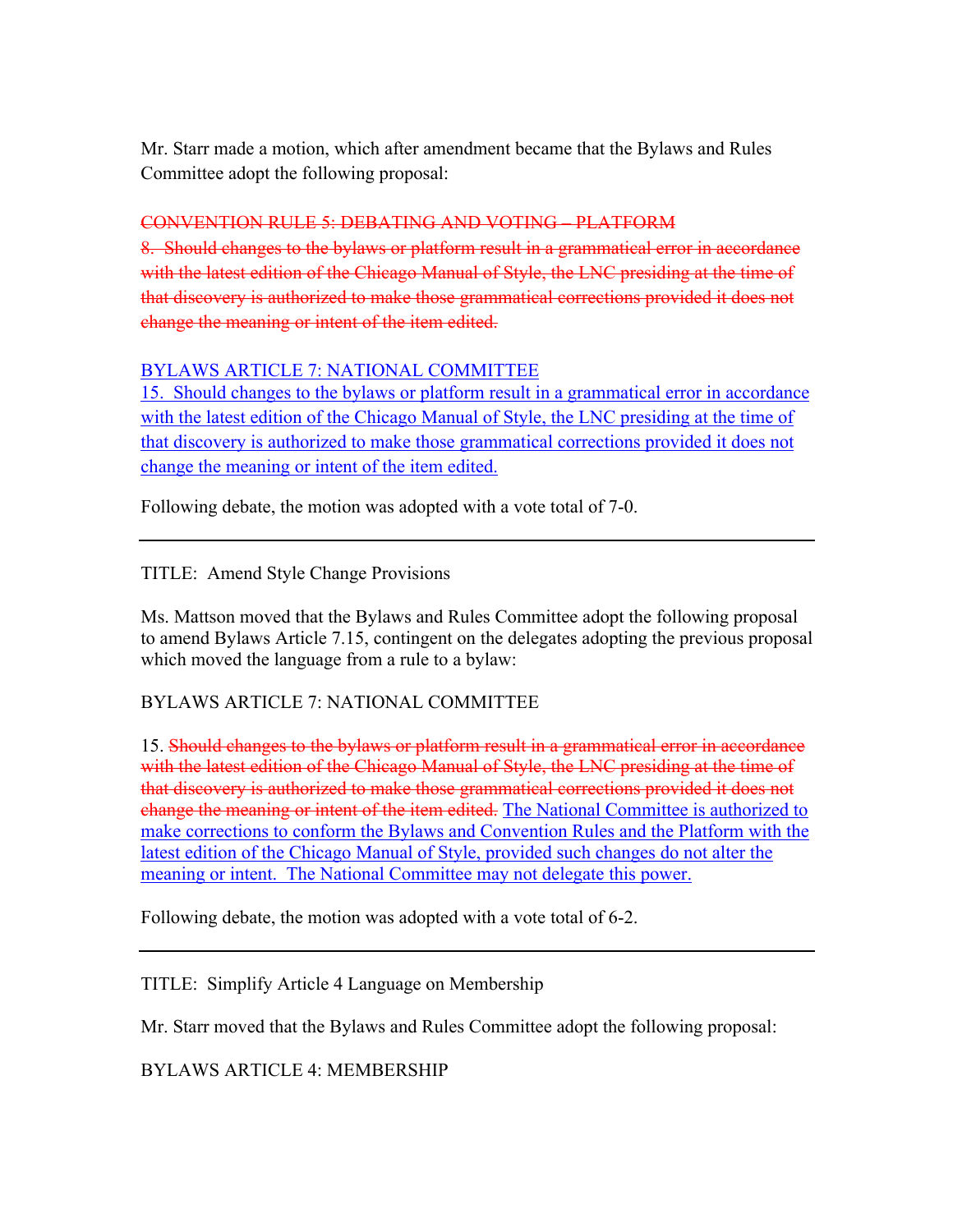Mr. Starr made a motion, which after amendment became that the Bylaws and Rules Committee adopt the following proposal:

~~CONVENTION RULE 5: DEBATING AND VOTING – PLATFORM~~
~~8. Should changes to the bylaws or platform result in a grammatical error in accordance with the latest edition of the Chicago Manual of Style, the LNC presiding at the time of that discovery is authorized to make those grammatical corrections provided it does not change the meaning or intent of the item edited.~~

<u>BYLAWS ARTICLE 7: NATIONAL COMMITTEE</u>
<u>15. Should changes to the bylaws or platform result in a grammatical error in accordance with the latest edition of the Chicago Manual of Style, the LNC presiding at the time of that discovery is authorized to make those grammatical corrections provided it does not change the meaning or intent of the item edited.</u>

Following debate, the motion was adopted with a vote total of 7-0.

---

TITLE: Amend Style Change Provisions

Ms. Mattson moved that the Bylaws and Rules Committee adopt the following proposal to amend Bylaws Article 7.15, contingent on the delegates adopting the previous proposal which moved the language from a rule to a bylaw:

BYLAWS ARTICLE 7: NATIONAL COMMITTEE

15. ~~Should changes to the bylaws or platform result in a grammatical error in accordance with the latest edition of the Chicago Manual of Style, the LNC presiding at the time of that discovery is authorized to make those grammatical corrections provided it does not change the meaning or intent of the item edited.~~ <u>The National Committee is authorized to make corrections to conform the Bylaws and Convention Rules and the Platform with the latest edition of the Chicago Manual of Style, provided such changes do not alter the meaning or intent. The National Committee may not delegate this power.</u>

Following debate, the motion was adopted with a vote total of 6-2.

---

TITLE: Simplify Article 4 Language on Membership

Mr. Starr moved that the Bylaws and Rules Committee adopt the following proposal:

BYLAWS ARTICLE 4: MEMBERSHIP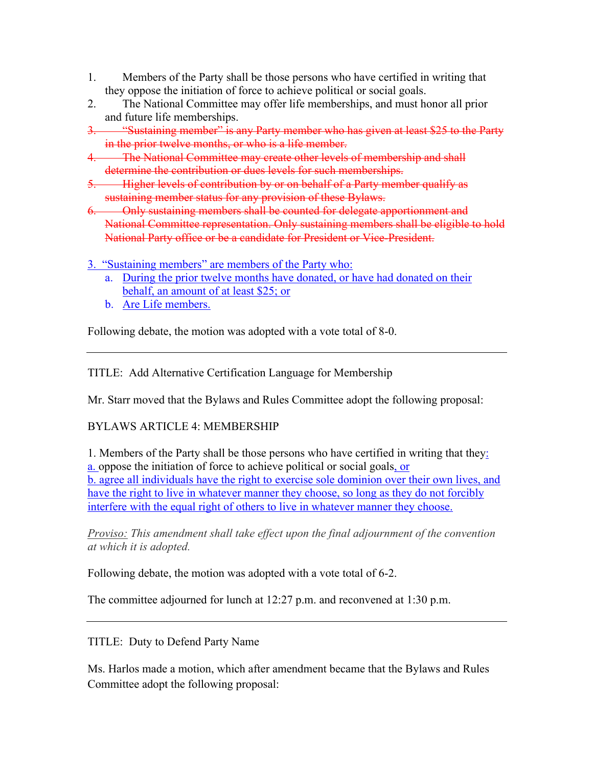1. Members of the Party shall be those persons who have certified in writing that they oppose the initiation of force to achieve political or social goals.
2. The National Committee may offer life memberships, and must honor all prior and future life memberships.
3. ~~"Sustaining member" is any Party member who has given at least $25 to the Party in the prior twelve months, or who is a life member.~~
4. ~~The National Committee may create other levels of membership and shall determine the contribution or dues levels for such memberships.~~
5. ~~Higher levels of contribution by or on behalf of a Party member qualify as sustaining member status for any provision of these Bylaws.~~
6. ~~Only sustaining members shall be counted for delegate apportionment and National Committee representation. Only sustaining members shall be eligible to hold National Party office or be a candidate for President or Vice-President.~~

<u>3. "Sustaining members" are members of the Party who:</u>
   a. <u>During the prior twelve months have donated, or have had donated on their behalf, an amount of at least $25; or</u>
   b. <u>Are Life members.</u>

Following debate, the motion was adopted with a vote total of 8-0.

---

TITLE: Add Alternative Certification Language for Membership

Mr. Starr moved that the Bylaws and Rules Committee adopt the following proposal:

BYLAWS ARTICLE 4: MEMBERSHIP

1. Members of the Party shall be those persons who have certified in writing that they<u>:</u>
<u>a.</u> oppose the initiation of force to achieve political or social goals<u>, or</u>
<u>b. agree all individuals have the right to exercise sole dominion over their own lives, and have the right to live in whatever manner they choose, so long as they do not forcibly interfere with the equal right of others to live in whatever manner they choose.</u>

<u>*Proviso:*</u> *This amendment shall take effect upon the final adjournment of the convention at which it is adopted.*

Following debate, the motion was adopted with a vote total of 6-2.

The committee adjourned for lunch at 12:27 p.m. and reconvened at 1:30 p.m.

---

TITLE: Duty to Defend Party Name

Ms. Harlos made a motion, which after amendment became that the Bylaws and Rules Committee adopt the following proposal: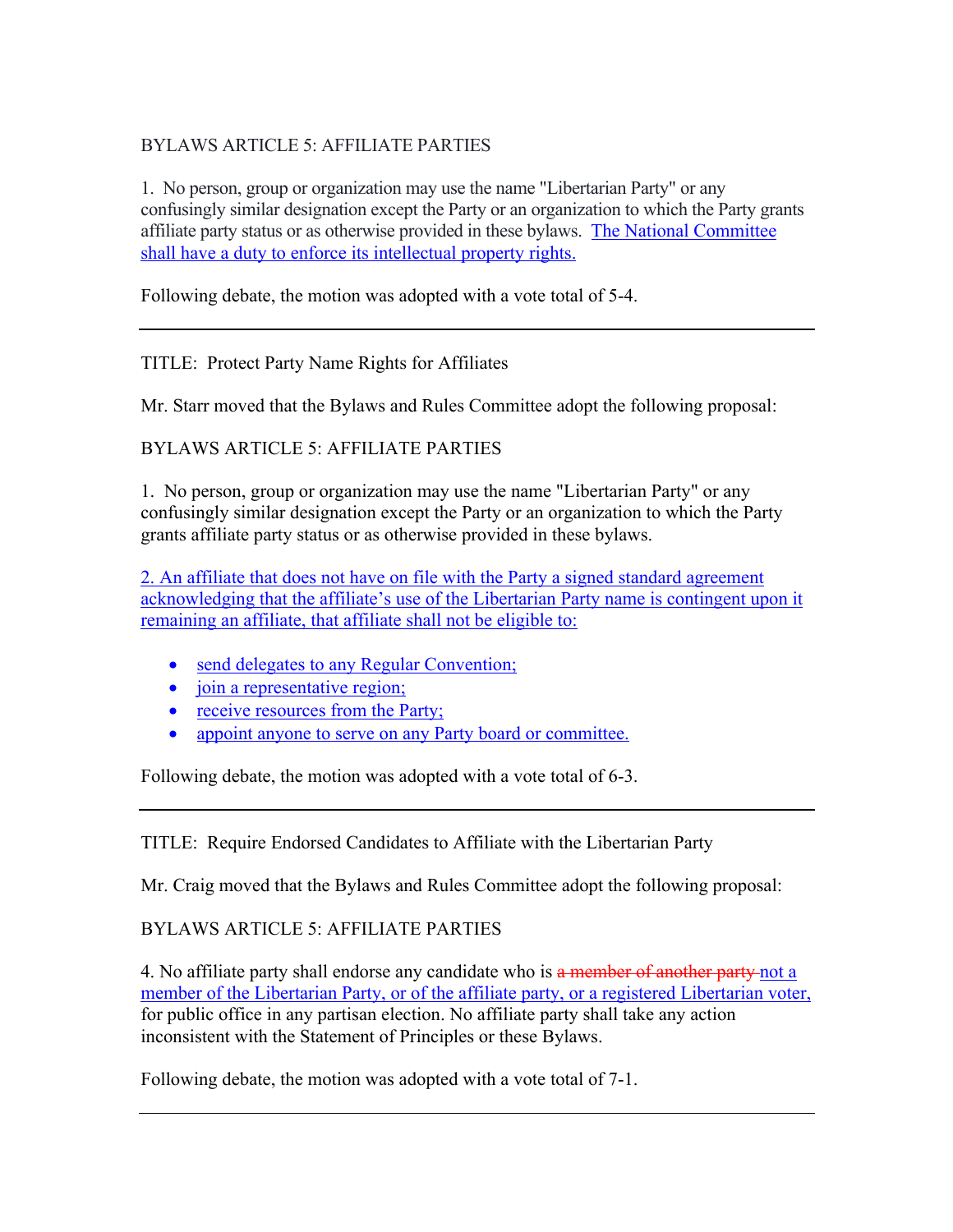BYLAWS ARTICLE 5: AFFILIATE PARTIES

1. No person, group or organization may use the name "Libertarian Party" or any confusingly similar designation except the Party or an organization to which the Party grants affiliate party status or as otherwise provided in these bylaws. <u>The National Committee shall have a duty to enforce its intellectual property rights.</u>

Following debate, the motion was adopted with a vote total of 5-4.

---

TITLE: Protect Party Name Rights for Affiliates

Mr. Starr moved that the Bylaws and Rules Committee adopt the following proposal:

BYLAWS ARTICLE 5: AFFILIATE PARTIES

1. No person, group or organization may use the name "Libertarian Party" or any confusingly similar designation except the Party or an organization to which the Party grants affiliate party status or as otherwise provided in these bylaws.

<u>2. An affiliate that does not have on file with the Party a signed standard agreement acknowledging that the affiliate's use of the Libertarian Party name is contingent upon it remaining an affiliate, that affiliate shall not be eligible to:</u>

- <u>send delegates to any Regular Convention;</u>
- <u>join a representative region;</u>
- <u>receive resources from the Party;</u>
- <u>appoint anyone to serve on any Party board or committee.</u>

Following debate, the motion was adopted with a vote total of 6-3.

---

TITLE: Require Endorsed Candidates to Affiliate with the Libertarian Party

Mr. Craig moved that the Bylaws and Rules Committee adopt the following proposal:

BYLAWS ARTICLE 5: AFFILIATE PARTIES

4. No affiliate party shall endorse any candidate who is ~~a member of another party~~ <u>not a member of the Libertarian Party, or of the affiliate party, or a registered Libertarian voter,</u> for public office in any partisan election. No affiliate party shall take any action inconsistent with the Statement of Principles or these Bylaws.

Following debate, the motion was adopted with a vote total of 7-1.

---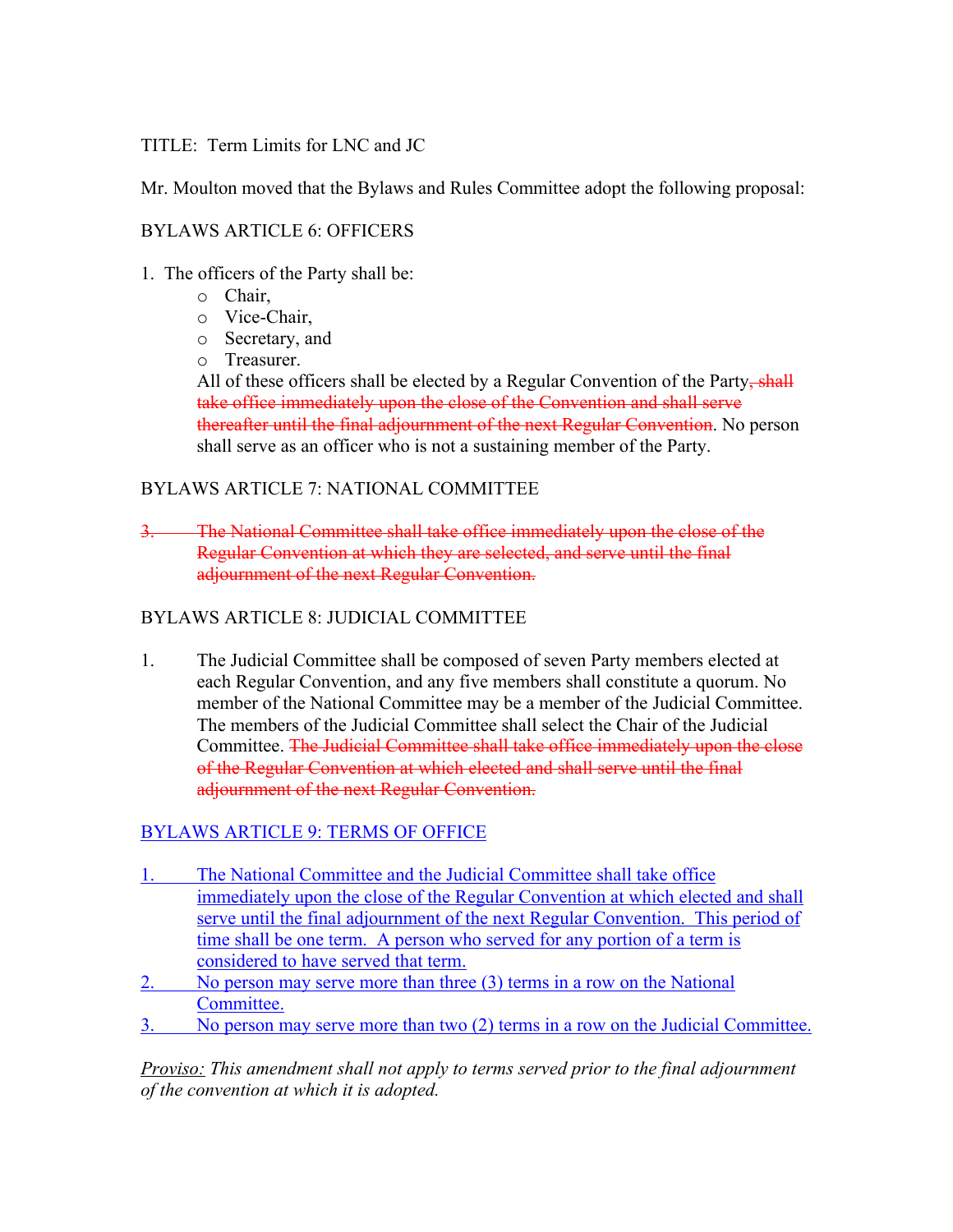TITLE: Term Limits for LNC and JC

Mr. Moulton moved that the Bylaws and Rules Committee adopt the following proposal:

BYLAWS ARTICLE 6: OFFICERS

1. The officers of the Party shall be:
   - Chair,
   - Vice-Chair,
   - Secretary, and
   - Treasurer.

   All of these officers shall be elected by a Regular Convention of the Party~~, shall take office immediately upon the close of the Convention and shall serve thereafter until the final adjournment of the next Regular Convention~~. No person shall serve as an officer who is not a sustaining member of the Party.

BYLAWS ARTICLE 7: NATIONAL COMMITTEE

~~3. The National Committee shall take office immediately upon the close of the Regular Convention at which they are selected, and serve until the final adjournment of the next Regular Convention.~~

BYLAWS ARTICLE 8: JUDICIAL COMMITTEE

1. The Judicial Committee shall be composed of seven Party members elected at each Regular Convention, and any five members shall constitute a quorum. No member of the National Committee may be a member of the Judicial Committee. The members of the Judicial Committee shall select the Chair of the Judicial Committee. ~~The Judicial Committee shall take office immediately upon the close of the Regular Convention at which elected and shall serve until the final adjournment of the next Regular Convention.~~

<u>BYLAWS ARTICLE 9: TERMS OF OFFICE</u>

<u>1. The National Committee and the Judicial Committee shall take office immediately upon the close of the Regular Convention at which elected and shall serve until the final adjournment of the next Regular Convention. This period of time shall be one term. A person who served for any portion of a term is considered to have served that term.</u>

<u>2. No person may serve more than three (3) terms in a row on the National Committee.</u>

<u>3. No person may serve more than two (2) terms in a row on the Judicial Committee.</u>

*<u>Proviso:</u> This amendment shall not apply to terms served prior to the final adjournment of the convention at which it is adopted.*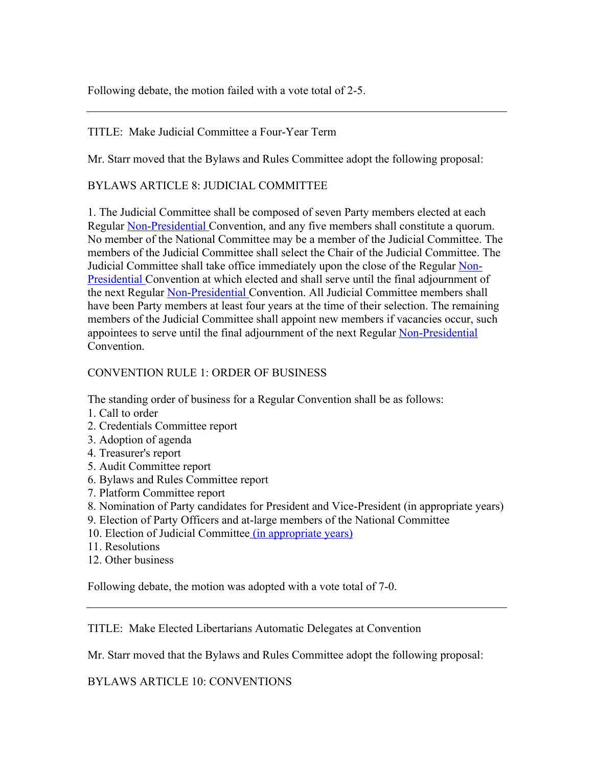Following debate, the motion failed with a vote total of 2-5.

---

TITLE: Make Judicial Committee a Four-Year Term

Mr. Starr moved that the Bylaws and Rules Committee adopt the following proposal:

BYLAWS ARTICLE 8: JUDICIAL COMMITTEE

1. The Judicial Committee shall be composed of seven Party members elected at each Regular Non-Presidential Convention, and any five members shall constitute a quorum. No member of the National Committee may be a member of the Judicial Committee. The members of the Judicial Committee shall select the Chair of the Judicial Committee. The Judicial Committee shall take office immediately upon the close of the Regular Non-Presidential Convention at which elected and shall serve until the final adjournment of the next Regular Non-Presidential Convention. All Judicial Committee members shall have been Party members at least four years at the time of their selection. The remaining members of the Judicial Committee shall appoint new members if vacancies occur, such appointees to serve until the final adjournment of the next Regular Non-Presidential Convention.

CONVENTION RULE 1: ORDER OF BUSINESS

The standing order of business for a Regular Convention shall be as follows:
1. Call to order
2. Credentials Committee report
3. Adoption of agenda
4. Treasurer's report
5. Audit Committee report
6. Bylaws and Rules Committee report
7. Platform Committee report
8. Nomination of Party candidates for President and Vice-President (in appropriate years)
9. Election of Party Officers and at-large members of the National Committee
10. Election of Judicial Committee (in appropriate years)
11. Resolutions
12. Other business

Following debate, the motion was adopted with a vote total of 7-0.

---

TITLE: Make Elected Libertarians Automatic Delegates at Convention

Mr. Starr moved that the Bylaws and Rules Committee adopt the following proposal:

BYLAWS ARTICLE 10: CONVENTIONS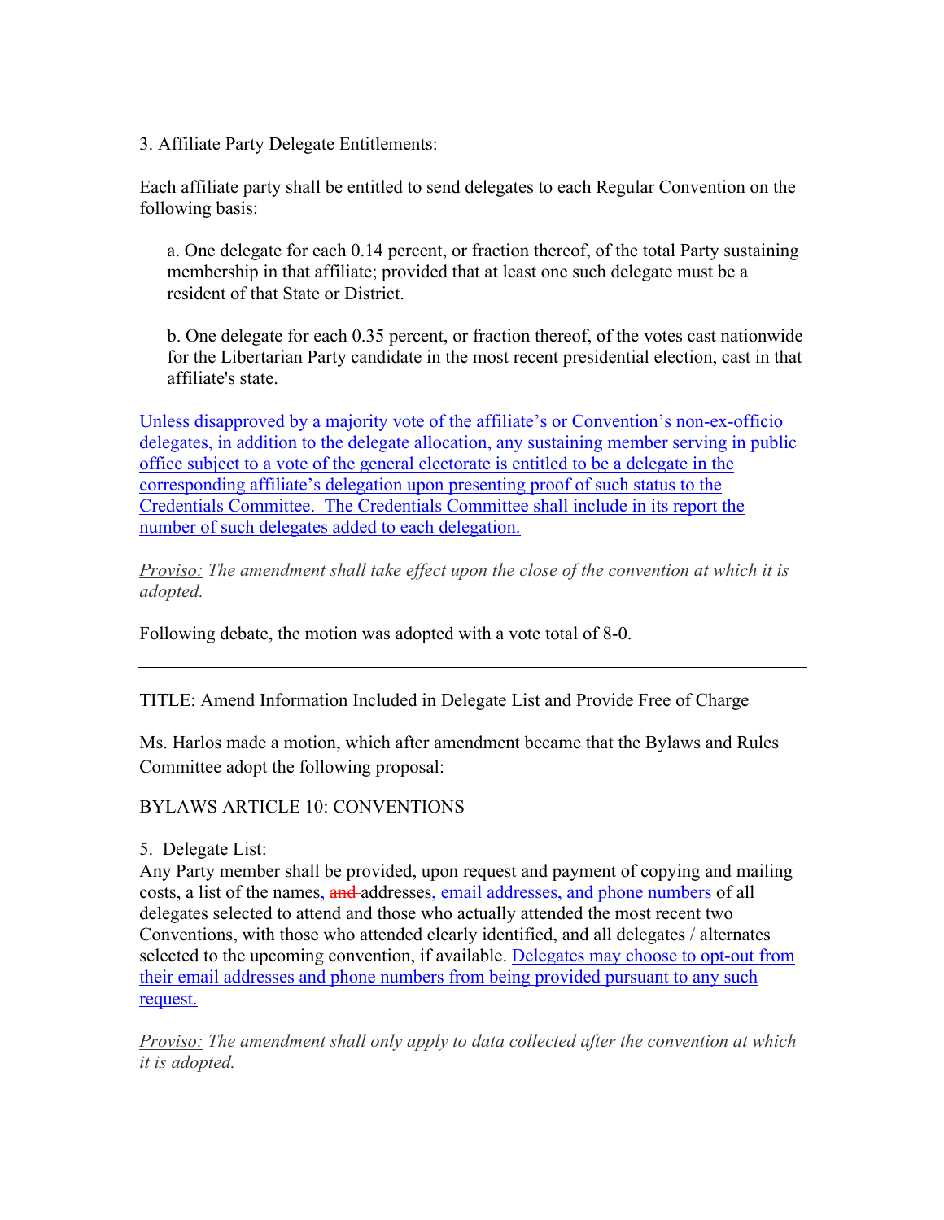3. Affiliate Party Delegate Entitlements:

Each affiliate party shall be entitled to send delegates to each Regular Convention on the following basis:

> a. One delegate for each 0.14 percent, or fraction thereof, of the total Party sustaining membership in that affiliate; provided that at least one such delegate must be a resident of that State or District.
>
> b. One delegate for each 0.35 percent, or fraction thereof, of the votes cast nationwide for the Libertarian Party candidate in the most recent presidential election, cast in that affiliate's state.

<u>Unless disapproved by a majority vote of the affiliate's or Convention's non-ex-officio delegates, in addition to the delegate allocation, any sustaining member serving in public office subject to a vote of the general electorate is entitled to be a delegate in the corresponding affiliate's delegation upon presenting proof of such status to the Credentials Committee. The Credentials Committee shall include in its report the number of such delegates added to each delegation.</u>

*<u>Proviso:</u> The amendment shall take effect upon the close of the convention at which it is adopted.*

Following debate, the motion was adopted with a vote total of 8-0.

---

TITLE: Amend Information Included in Delegate List and Provide Free of Charge

Ms. Harlos made a motion, which after amendment became that the Bylaws and Rules Committee adopt the following proposal:

BYLAWS ARTICLE 10: CONVENTIONS

5. Delegate List:
Any Party member shall be provided, upon request and payment of copying and mailing costs, a list of the names<u>,</u> ~~and~~ addresses<u>, email addresses, and phone numbers</u> of all delegates selected to attend and those who actually attended the most recent two Conventions, with those who attended clearly identified, and all delegates / alternates selected to the upcoming convention, if available. <u>Delegates may choose to opt-out from their email addresses and phone numbers from being provided pursuant to any such request.</u>

*<u>Proviso:</u> The amendment shall only apply to data collected after the convention at which it is adopted.*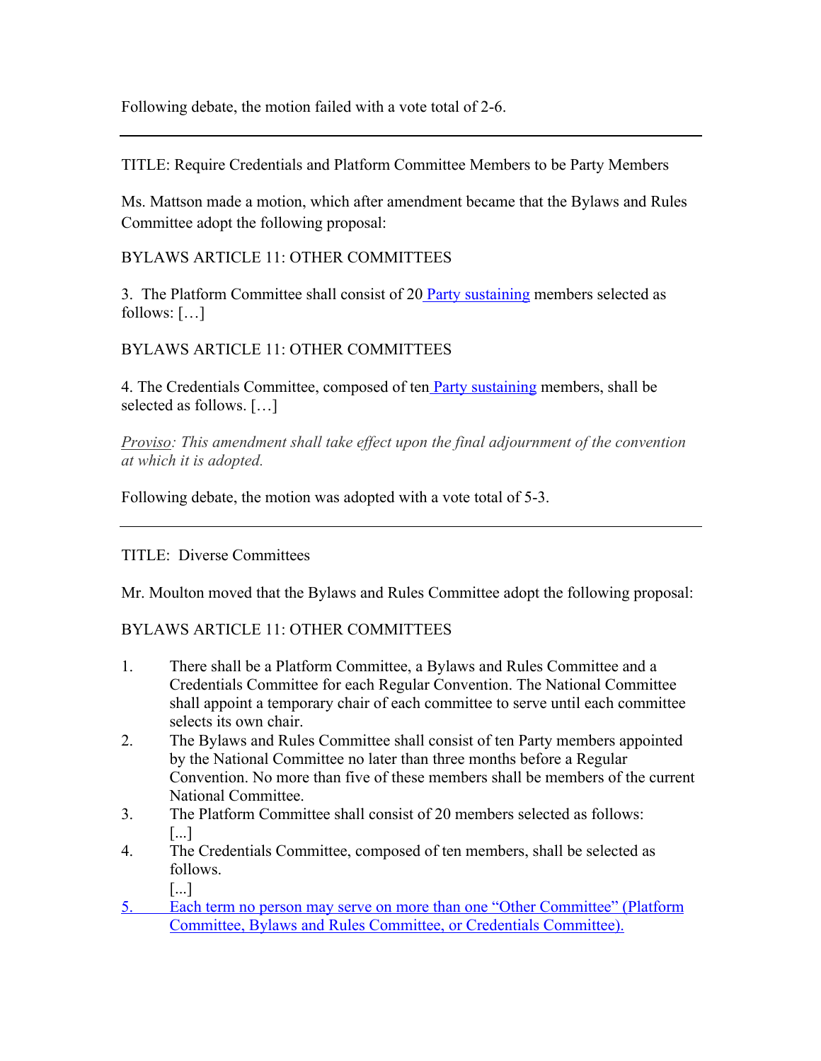Following debate, the motion failed with a vote total of 2-6.

---

TITLE: Require Credentials and Platform Committee Members to be Party Members

Ms. Mattson made a motion, which after amendment became that the Bylaws and Rules Committee adopt the following proposal:

BYLAWS ARTICLE 11: OTHER COMMITTEES

3. The Platform Committee shall consist of 20 Party sustaining members selected as follows: […]

BYLAWS ARTICLE 11: OTHER COMMITTEES

4. The Credentials Committee, composed of ten Party sustaining members, shall be selected as follows. […]

*Proviso: This amendment shall take effect upon the final adjournment of the convention at which it is adopted.*

Following debate, the motion was adopted with a vote total of 5-3.

---

TITLE: Diverse Committees

Mr. Moulton moved that the Bylaws and Rules Committee adopt the following proposal:

BYLAWS ARTICLE 11: OTHER COMMITTEES

1. There shall be a Platform Committee, a Bylaws and Rules Committee and a Credentials Committee for each Regular Convention. The National Committee shall appoint a temporary chair of each committee to serve until each committee selects its own chair.
2. The Bylaws and Rules Committee shall consist of ten Party members appointed by the National Committee no later than three months before a Regular Convention. No more than five of these members shall be members of the current National Committee.
3. The Platform Committee shall consist of 20 members selected as follows: [...]
4. The Credentials Committee, composed of ten members, shall be selected as follows. [...]
5. Each term no person may serve on more than one "Other Committee" (Platform Committee, Bylaws and Rules Committee, or Credentials Committee).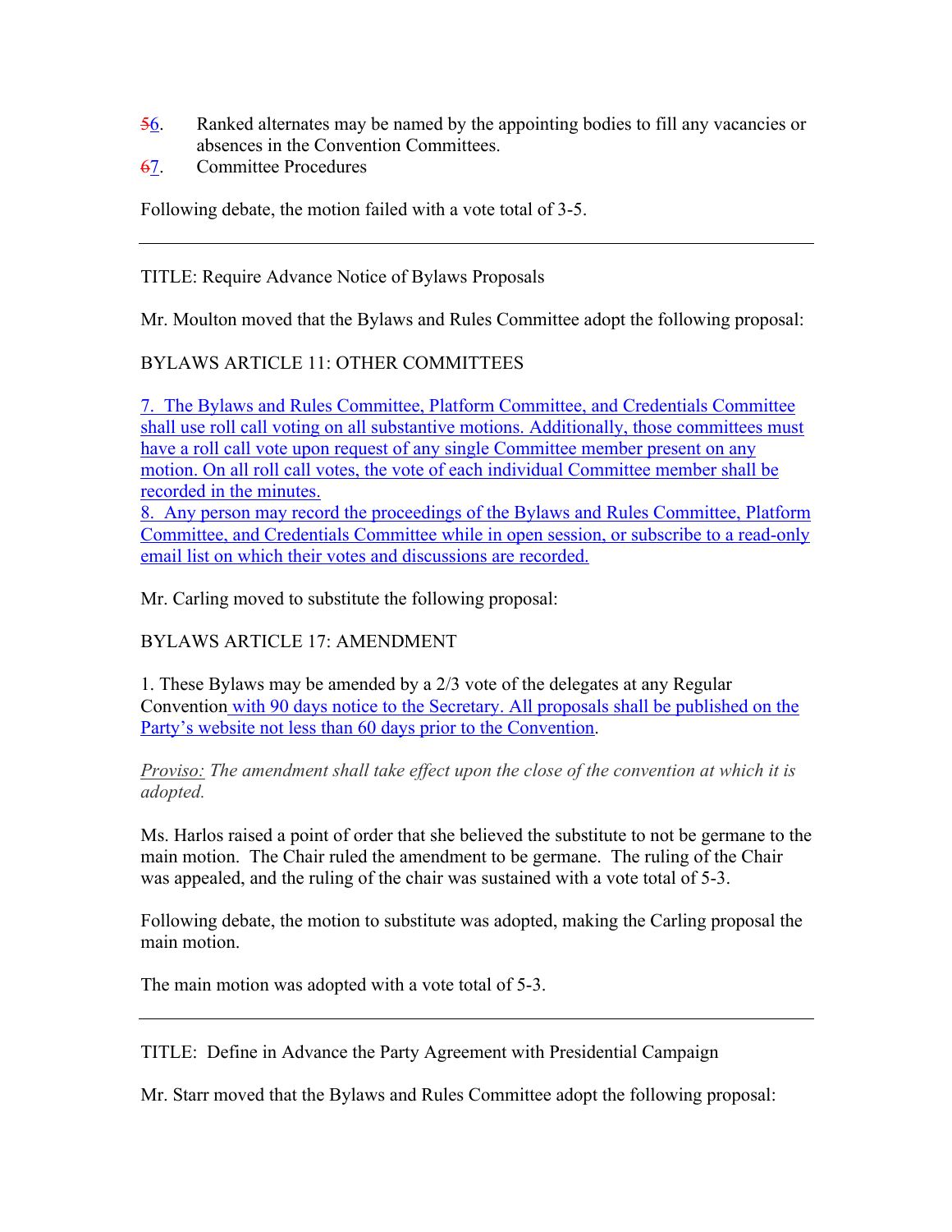~~5~~6. Ranked alternates may be named by the appointing bodies to fill any vacancies or absences in the Convention Committees.

~~6~~7. Committee Procedures

Following debate, the motion failed with a vote total of 3-5.

---

TITLE: Require Advance Notice of Bylaws Proposals

Mr. Moulton moved that the Bylaws and Rules Committee adopt the following proposal:

BYLAWS ARTICLE 11: OTHER COMMITTEES

7. The Bylaws and Rules Committee, Platform Committee, and Credentials Committee shall use roll call voting on all substantive motions. Additionally, those committees must have a roll call vote upon request of any single Committee member present on any motion. On all roll call votes, the vote of each individual Committee member shall be recorded in the minutes.

8. Any person may record the proceedings of the Bylaws and Rules Committee, Platform Committee, and Credentials Committee while in open session, or subscribe to a read-only email list on which their votes and discussions are recorded.

Mr. Carling moved to substitute the following proposal:

BYLAWS ARTICLE 17: AMENDMENT

1. These Bylaws may be amended by a 2/3 vote of the delegates at any Regular Convention with 90 days notice to the Secretary. All proposals shall be published on the Party's website not less than 60 days prior to the Convention.

*Proviso: The amendment shall take effect upon the close of the convention at which it is adopted.*

Ms. Harlos raised a point of order that she believed the substitute to not be germane to the main motion. The Chair ruled the amendment to be germane. The ruling of the Chair was appealed, and the ruling of the chair was sustained with a vote total of 5-3.

Following debate, the motion to substitute was adopted, making the Carling proposal the main motion.

The main motion was adopted with a vote total of 5-3.

---

TITLE: Define in Advance the Party Agreement with Presidential Campaign

Mr. Starr moved that the Bylaws and Rules Committee adopt the following proposal: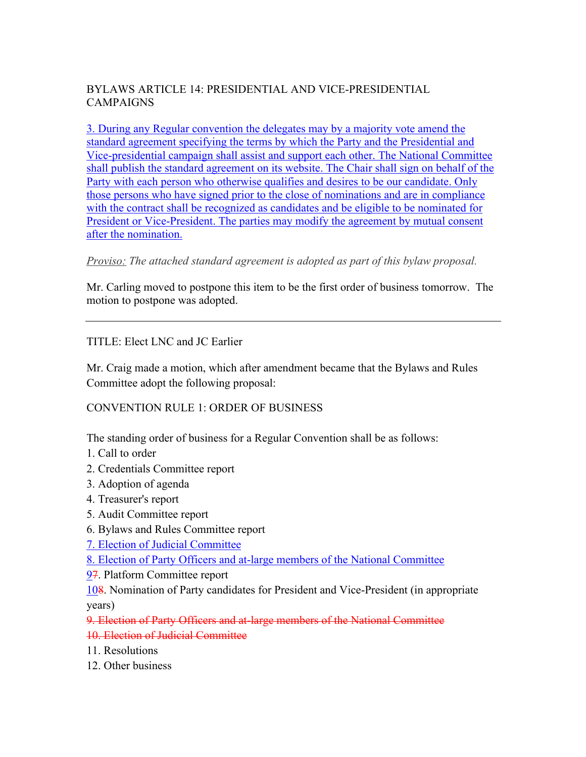BYLAWS ARTICLE 14: PRESIDENTIAL AND VICE-PRESIDENTIAL CAMPAIGNS

3. During any Regular convention the delegates may by a majority vote amend the standard agreement specifying the terms by which the Party and the Presidential and Vice-presidential campaign shall assist and support each other. The National Committee shall publish the standard agreement on its website. The Chair shall sign on behalf of the Party with each person who otherwise qualifies and desires to be our candidate. Only those persons who have signed prior to the close of nominations and are in compliance with the contract shall be recognized as candidates and be eligible to be nominated for President or Vice-President. The parties may modify the agreement by mutual consent after the nomination.

*Proviso: The attached standard agreement is adopted as part of this bylaw proposal.*

Mr. Carling moved to postpone this item to be the first order of business tomorrow. The motion to postpone was adopted.

---

TITLE: Elect LNC and JC Earlier

Mr. Craig made a motion, which after amendment became that the Bylaws and Rules Committee adopt the following proposal:

CONVENTION RULE 1: ORDER OF BUSINESS

The standing order of business for a Regular Convention shall be as follows:

1. Call to order
2. Credentials Committee report
3. Adoption of agenda
4. Treasurer's report
5. Audit Committee report
6. Bylaws and Rules Committee report
7. Election of Judicial Committee
8. Election of Party Officers and at-large members of the National Committee

9~~7~~. Platform Committee report

10~~8~~. Nomination of Party candidates for President and Vice-President (in appropriate years)

~~9. Election of Party Officers and at-large members of the National Committee~~

~~10. Election of Judicial Committee~~

11. Resolutions
12. Other business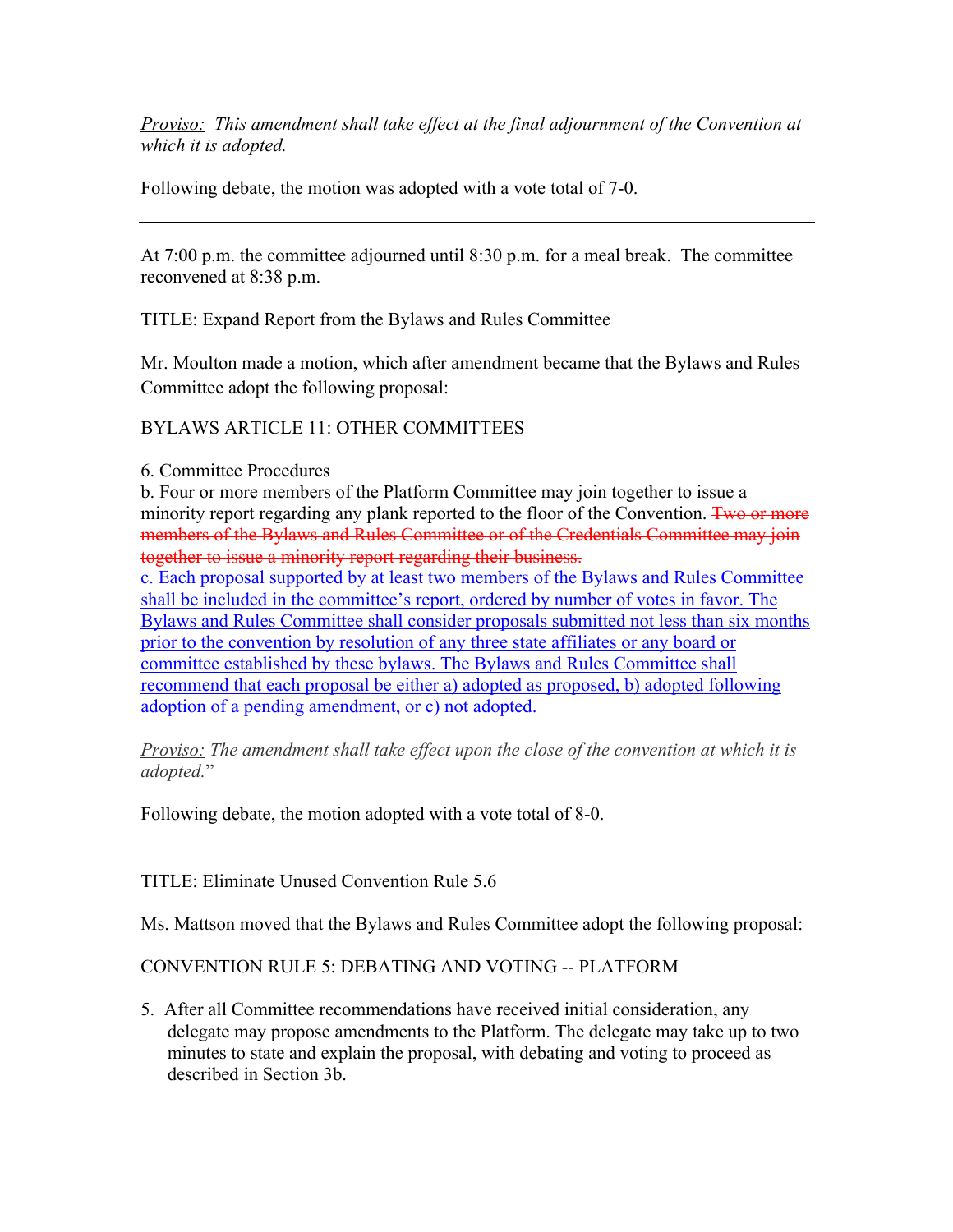*<u>Proviso:</u> This amendment shall take effect at the final adjournment of the Convention at which it is adopted.*

Following debate, the motion was adopted with a vote total of 7-0.

---

At 7:00 p.m. the committee adjourned until 8:30 p.m. for a meal break. The committee reconvened at 8:38 p.m.

TITLE: Expand Report from the Bylaws and Rules Committee

Mr. Moulton made a motion, which after amendment became that the Bylaws and Rules Committee adopt the following proposal:

BYLAWS ARTICLE 11: OTHER COMMITTEES

6. Committee Procedures
b. Four or more members of the Platform Committee may join together to issue a minority report regarding any plank reported to the floor of the Convention. ~~Two or more members of the Bylaws and Rules Committee or of the Credentials Committee may join together to issue a minority report regarding their business.~~
<u>c. Each proposal supported by at least two members of the Bylaws and Rules Committee shall be included in the committee's report, ordered by number of votes in favor. The Bylaws and Rules Committee shall consider proposals submitted not less than six months prior to the convention by resolution of any three state affiliates or any board or committee established by these bylaws. The Bylaws and Rules Committee shall recommend that each proposal be either a) adopted as proposed, b) adopted following adoption of a pending amendment, or c) not adopted.</u>

*<u>Proviso:</u> The amendment shall take effect upon the close of the convention at which it is adopted.*"

Following debate, the motion adopted with a vote total of 8-0.

---

TITLE: Eliminate Unused Convention Rule 5.6

Ms. Mattson moved that the Bylaws and Rules Committee adopt the following proposal:

CONVENTION RULE 5: DEBATING AND VOTING -- PLATFORM

5. After all Committee recommendations have received initial consideration, any delegate may propose amendments to the Platform. The delegate may take up to two minutes to state and explain the proposal, with debating and voting to proceed as described in Section 3b.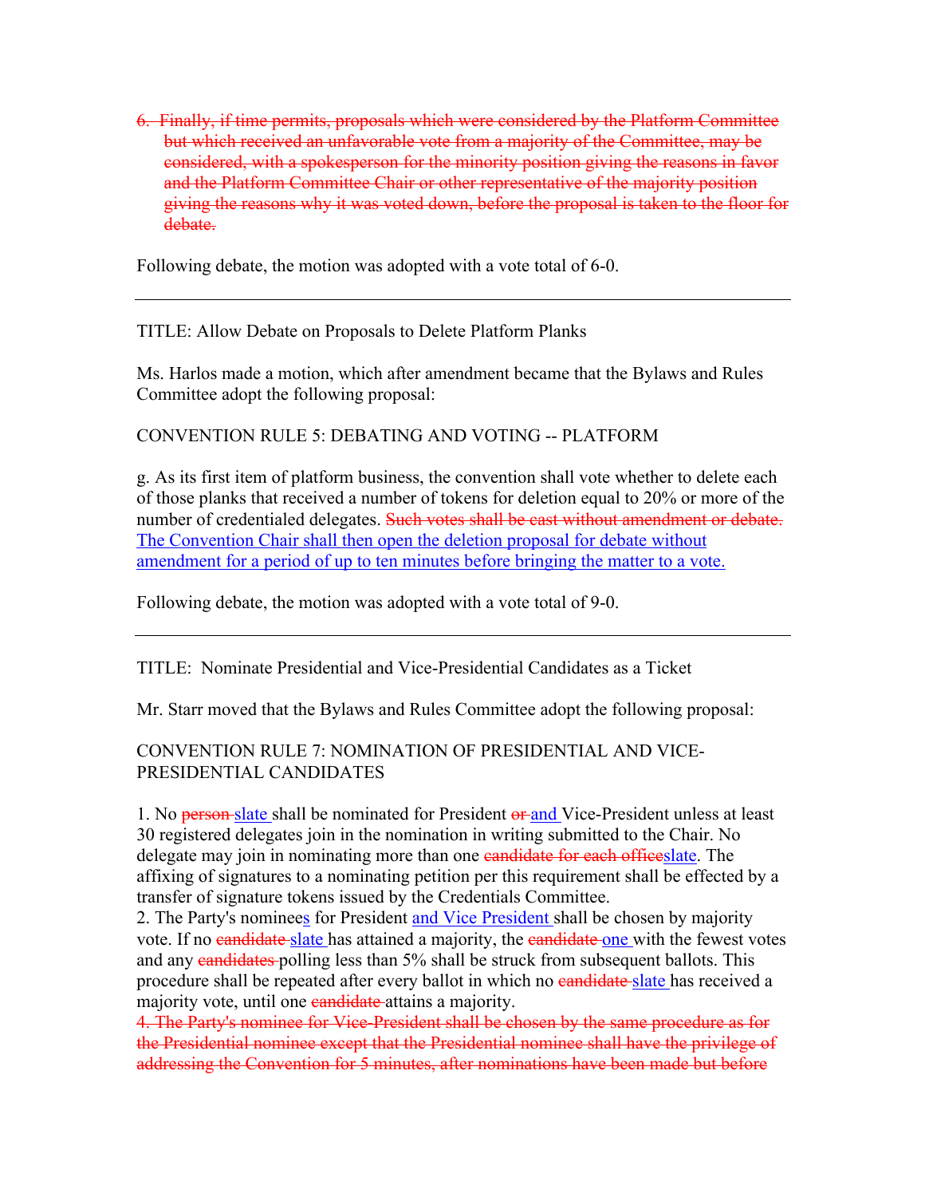~~6. Finally, if time permits, proposals which were considered by the Platform Committee but which received an unfavorable vote from a majority of the Committee, may be considered, with a spokesperson for the minority position giving the reasons in favor and the Platform Committee Chair or other representative of the majority position giving the reasons why it was voted down, before the proposal is taken to the floor for debate.~~

Following debate, the motion was adopted with a vote total of 6-0.

---

TITLE: Allow Debate on Proposals to Delete Platform Planks

Ms. Harlos made a motion, which after amendment became that the Bylaws and Rules Committee adopt the following proposal:

CONVENTION RULE 5: DEBATING AND VOTING -- PLATFORM

g. As its first item of platform business, the convention shall vote whether to delete each of those planks that received a number of tokens for deletion equal to 20% or more of the number of credentialed delegates. ~~Such votes shall be cast without amendment or debate.~~ <u>The Convention Chair shall then open the deletion proposal for debate without amendment for a period of up to ten minutes before bringing the matter to a vote.</u>

Following debate, the motion was adopted with a vote total of 9-0.

---

TITLE: Nominate Presidential and Vice-Presidential Candidates as a Ticket

Mr. Starr moved that the Bylaws and Rules Committee adopt the following proposal:

CONVENTION RULE 7: NOMINATION OF PRESIDENTIAL AND VICE-PRESIDENTIAL CANDIDATES

1. No ~~person~~ <u>slate</u> shall be nominated for President ~~or~~ <u>and</u> Vice-President unless at least 30 registered delegates join in the nomination in writing submitted to the Chair. No delegate may join in nominating more than one ~~candidate for each office~~<u>slate</u>. The affixing of signatures to a nominating petition per this requirement shall be effected by a transfer of signature tokens issued by the Credentials Committee.
2. The Party's nominee<u>s</u> for President <u>and Vice President</u> shall be chosen by majority vote. If no ~~candidate~~ <u>slate</u> has attained a majority, the ~~candidate~~ <u>one</u> with the fewest votes and any ~~candidates~~ polling less than 5% shall be struck from subsequent ballots. This procedure shall be repeated after every ballot in which no ~~candidate~~ <u>slate</u> has received a majority vote, until one ~~candidate~~ attains a majority.

~~4. The Party's nominee for Vice-President shall be chosen by the same procedure as for the Presidential nominee except that the Presidential nominee shall have the privilege of addressing the Convention for 5 minutes, after nominations have been made but before~~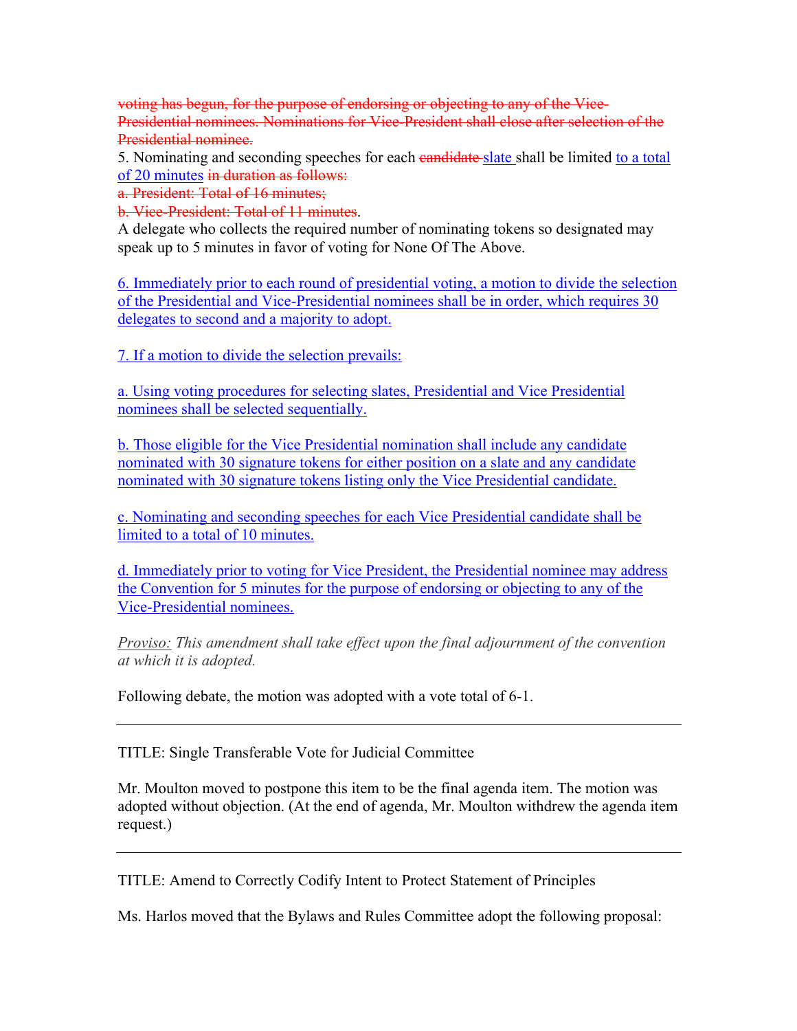~~voting has begun, for the purpose of endorsing or objecting to any of the Vice-Presidential nominees. Nominations for Vice-President shall close after selection of the Presidential nominee.~~

5. Nominating and seconding speeches for each ~~candidate~~ <u>slate</u> shall be limited <u>to a total of 20 minutes</u> ~~in duration as follows:~~

~~a. President: Total of 16 minutes;~~

~~b. Vice-President: Total of 11 minutes~~.

A delegate who collects the required number of nominating tokens so designated may speak up to 5 minutes in favor of voting for None Of The Above.

<u>6. Immediately prior to each round of presidential voting, a motion to divide the selection of the Presidential and Vice-Presidential nominees shall be in order, which requires 30 delegates to second and a majority to adopt.</u>

<u>7. If a motion to divide the selection prevails:</u>

<u>a. Using voting procedures for selecting slates, Presidential and Vice Presidential nominees shall be selected sequentially.</u>

<u>b. Those eligible for the Vice Presidential nomination shall include any candidate nominated with 30 signature tokens for either position on a slate and any candidate nominated with 30 signature tokens listing only the Vice Presidential candidate.</u>

<u>c. Nominating and seconding speeches for each Vice Presidential candidate shall be limited to a total of 10 minutes.</u>

<u>d. Immediately prior to voting for Vice President, the Presidential nominee may address the Convention for 5 minutes for the purpose of endorsing or objecting to any of the Vice-Presidential nominees.</u>

*<u>Proviso:</u> This amendment shall take effect upon the final adjournment of the convention at which it is adopted.*

Following debate, the motion was adopted with a vote total of 6-1.

---

TITLE: Single Transferable Vote for Judicial Committee

Mr. Moulton moved to postpone this item to be the final agenda item. The motion was adopted without objection. (At the end of agenda, Mr. Moulton withdrew the agenda item request.)

---

TITLE: Amend to Correctly Codify Intent to Protect Statement of Principles

Ms. Harlos moved that the Bylaws and Rules Committee adopt the following proposal: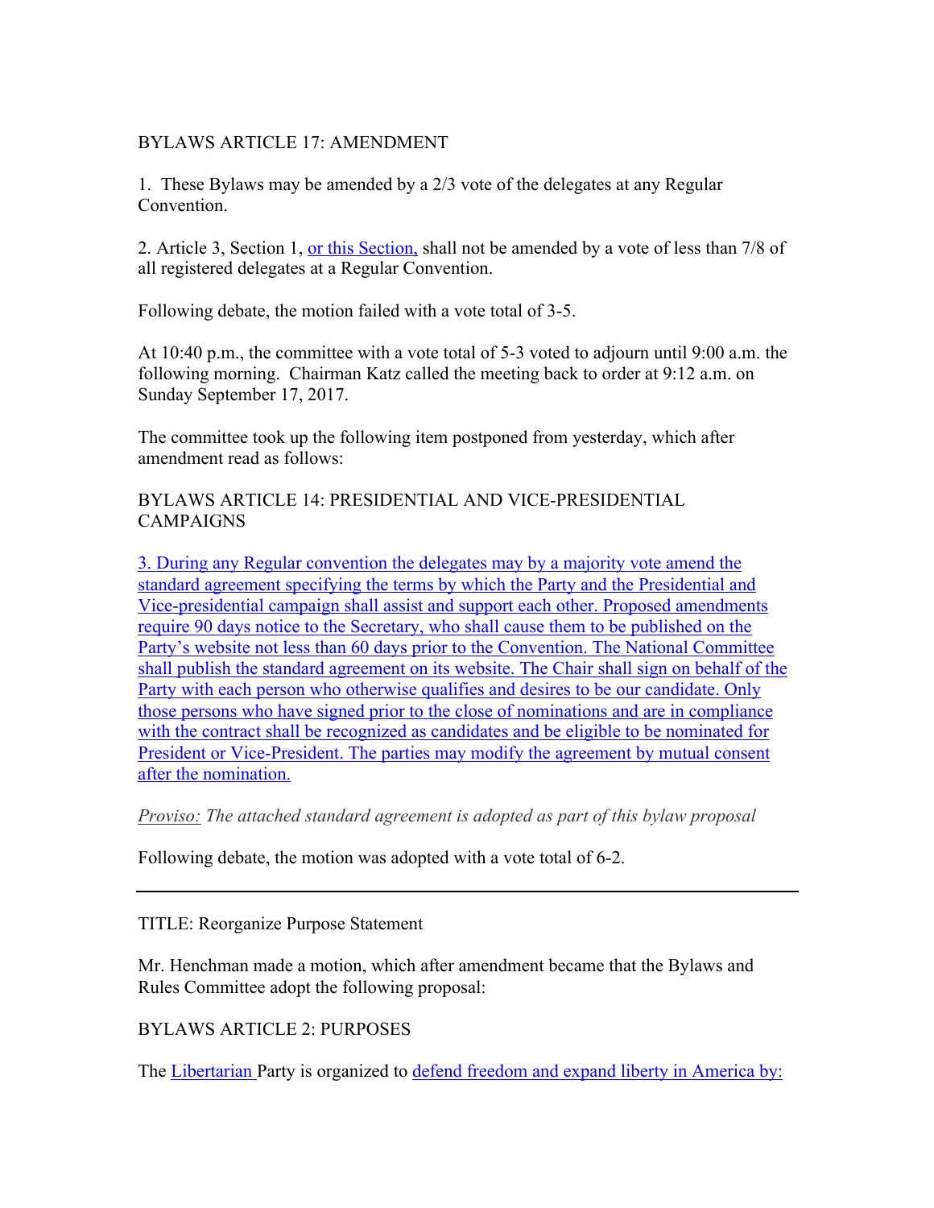BYLAWS ARTICLE 17: AMENDMENT

1. These Bylaws may be amended by a 2/3 vote of the delegates at any Regular Convention.

2. Article 3, Section 1, <u>or this Section,</u> shall not be amended by a vote of less than 7/8 of all registered delegates at a Regular Convention.

Following debate, the motion failed with a vote total of 3-5.

At 10:40 p.m., the committee with a vote total of 5-3 voted to adjourn until 9:00 a.m. the following morning. Chairman Katz called the meeting back to order at 9:12 a.m. on Sunday September 17, 2017.

The committee took up the following item postponed from yesterday, which after amendment read as follows:

BYLAWS ARTICLE 14: PRESIDENTIAL AND VICE-PRESIDENTIAL CAMPAIGNS

<u>3. During any Regular convention the delegates may by a majority vote amend the standard agreement specifying the terms by which the Party and the Presidential and Vice-presidential campaign shall assist and support each other. Proposed amendments require 90 days notice to the Secretary, who shall cause them to be published on the Party's website not less than 60 days prior to the Convention. The National Committee shall publish the standard agreement on its website. The Chair shall sign on behalf of the Party with each person who otherwise qualifies and desires to be our candidate. Only those persons who have signed prior to the close of nominations and are in compliance with the contract shall be recognized as candidates and be eligible to be nominated for President or Vice-President. The parties may modify the agreement by mutual consent after the nomination.</u>

*<u>Proviso:</u> The attached standard agreement is adopted as part of this bylaw proposal*

Following debate, the motion was adopted with a vote total of 6-2.

---

TITLE: Reorganize Purpose Statement

Mr. Henchman made a motion, which after amendment became that the Bylaws and Rules Committee adopt the following proposal:

BYLAWS ARTICLE 2: PURPOSES

The <u>Libertarian</u> Party is organized to <u>defend freedom and expand liberty in America by:</u>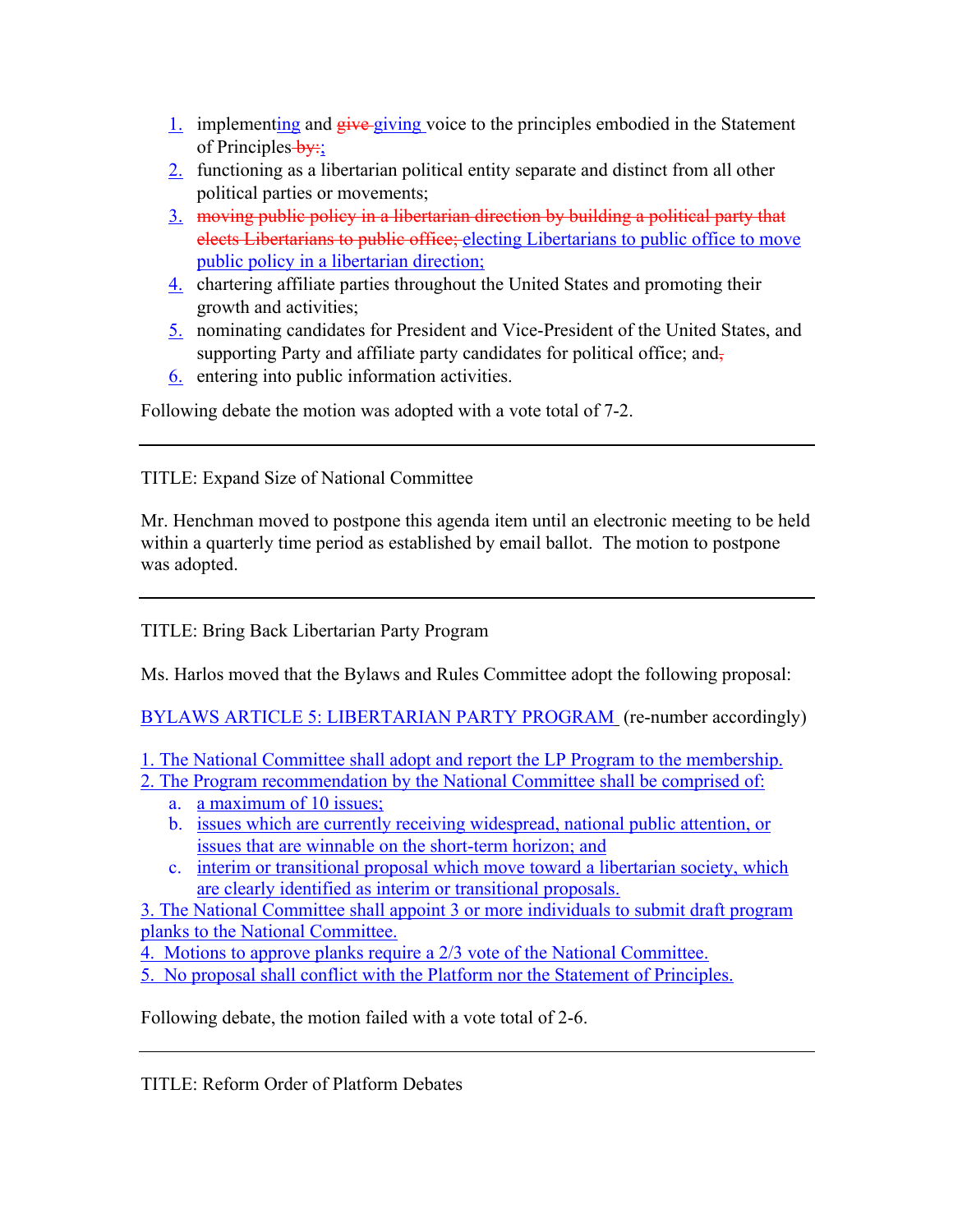1. implementing and ~~give~~ giving voice to the principles embodied in the Statement of Principles ~~by:~~;
2. functioning as a libertarian political entity separate and distinct from all other political parties or movements;
3. ~~moving public policy in a libertarian direction by building a political party that elects Libertarians to public office;~~ electing Libertarians to public office to move public policy in a libertarian direction;
4. chartering affiliate parties throughout the United States and promoting their growth and activities;
5. nominating candidates for President and Vice-President of the United States, and supporting Party and affiliate party candidates for political office; and~~,~~
6. entering into public information activities.

Following debate the motion was adopted with a vote total of 7-2.

---

TITLE: Expand Size of National Committee

Mr. Henchman moved to postpone this agenda item until an electronic meeting to be held within a quarterly time period as established by email ballot. The motion to postpone was adopted.

---

TITLE: Bring Back Libertarian Party Program

Ms. Harlos moved that the Bylaws and Rules Committee adopt the following proposal:

BYLAWS ARTICLE 5: LIBERTARIAN PARTY PROGRAM (re-number accordingly)

1. The National Committee shall adopt and report the LP Program to the membership.
2. The Program recommendation by the National Committee shall be comprised of:
   a. a maximum of 10 issues;
   b. issues which are currently receiving widespread, national public attention, or issues that are winnable on the short-term horizon; and
   c. interim or transitional proposal which move toward a libertarian society, which are clearly identified as interim or transitional proposals.
3. The National Committee shall appoint 3 or more individuals to submit draft program planks to the National Committee.
4. Motions to approve planks require a 2/3 vote of the National Committee.
5. No proposal shall conflict with the Platform nor the Statement of Principles.

Following debate, the motion failed with a vote total of 2-6.

---

TITLE: Reform Order of Platform Debates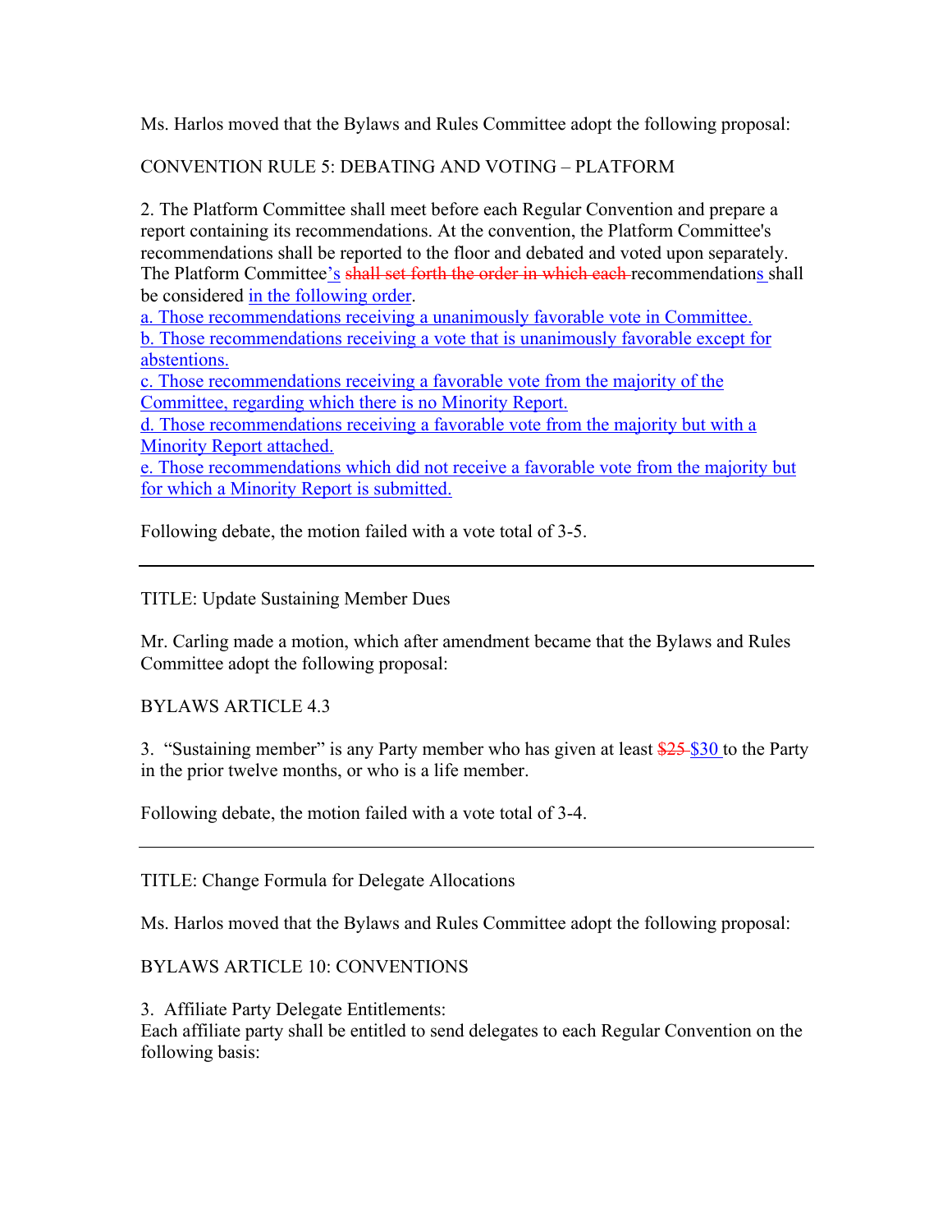Ms. Harlos moved that the Bylaws and Rules Committee adopt the following proposal:

CONVENTION RULE 5: DEBATING AND VOTING – PLATFORM

2. The Platform Committee shall meet before each Regular Convention and prepare a report containing its recommendations. At the convention, the Platform Committee's recommendations shall be reported to the floor and debated and voted upon separately. The Platform Committee's ~~shall set forth the order in which each~~ recommendations shall be considered in the following order.

a. Those recommendations receiving a unanimously favorable vote in Committee.
b. Those recommendations receiving a vote that is unanimously favorable except for abstentions.
c. Those recommendations receiving a favorable vote from the majority of the Committee, regarding which there is no Minority Report.
d. Those recommendations receiving a favorable vote from the majority but with a Minority Report attached.
e. Those recommendations which did not receive a favorable vote from the majority but for which a Minority Report is submitted.

Following debate, the motion failed with a vote total of 3-5.

---

TITLE: Update Sustaining Member Dues

Mr. Carling made a motion, which after amendment became that the Bylaws and Rules Committee adopt the following proposal:

BYLAWS ARTICLE 4.3

3. "Sustaining member" is any Party member who has given at least ~~$25~~ $30 to the Party in the prior twelve months, or who is a life member.

Following debate, the motion failed with a vote total of 3-4.

---

TITLE: Change Formula for Delegate Allocations

Ms. Harlos moved that the Bylaws and Rules Committee adopt the following proposal:

BYLAWS ARTICLE 10: CONVENTIONS

3. Affiliate Party Delegate Entitlements:
Each affiliate party shall be entitled to send delegates to each Regular Convention on the following basis: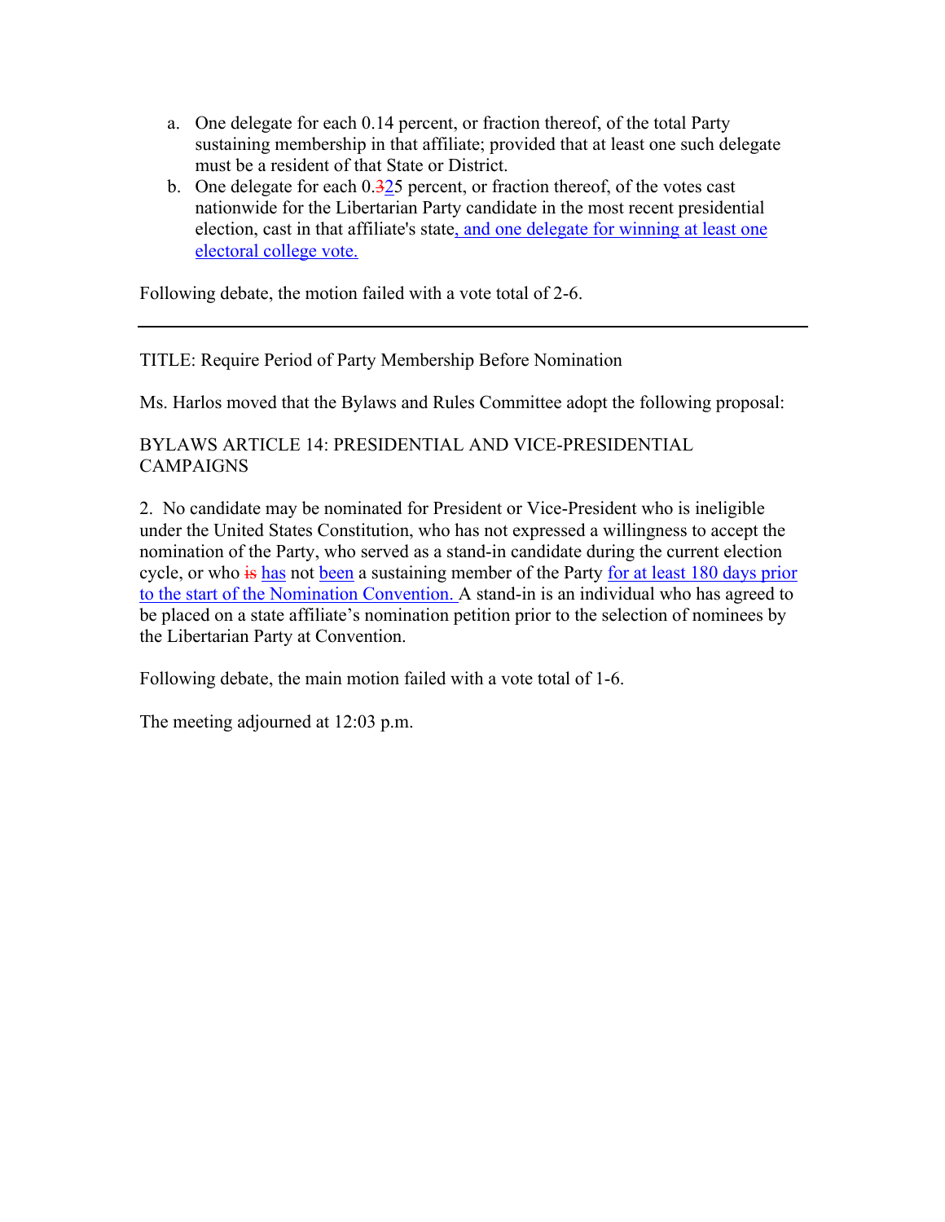a. One delegate for each 0.14 percent, or fraction thereof, of the total Party sustaining membership in that affiliate; provided that at least one such delegate must be a resident of that State or District.
b. One delegate for each 0.~~3~~25 percent, or fraction thereof, of the votes cast nationwide for the Libertarian Party candidate in the most recent presidential election, cast in that affiliate's state, and one delegate for winning at least one electoral college vote.

Following debate, the motion failed with a vote total of 2-6.

---

TITLE: Require Period of Party Membership Before Nomination

Ms. Harlos moved that the Bylaws and Rules Committee adopt the following proposal:

BYLAWS ARTICLE 14: PRESIDENTIAL AND VICE-PRESIDENTIAL CAMPAIGNS

2. No candidate may be nominated for President or Vice-President who is ineligible under the United States Constitution, who has not expressed a willingness to accept the nomination of the Party, who served as a stand-in candidate during the current election cycle, or who ~~is~~ has not been a sustaining member of the Party for at least 180 days prior to the start of the Nomination Convention. A stand-in is an individual who has agreed to be placed on a state affiliate's nomination petition prior to the selection of nominees by the Libertarian Party at Convention.

Following debate, the main motion failed with a vote total of 1-6.

The meeting adjourned at 12:03 p.m.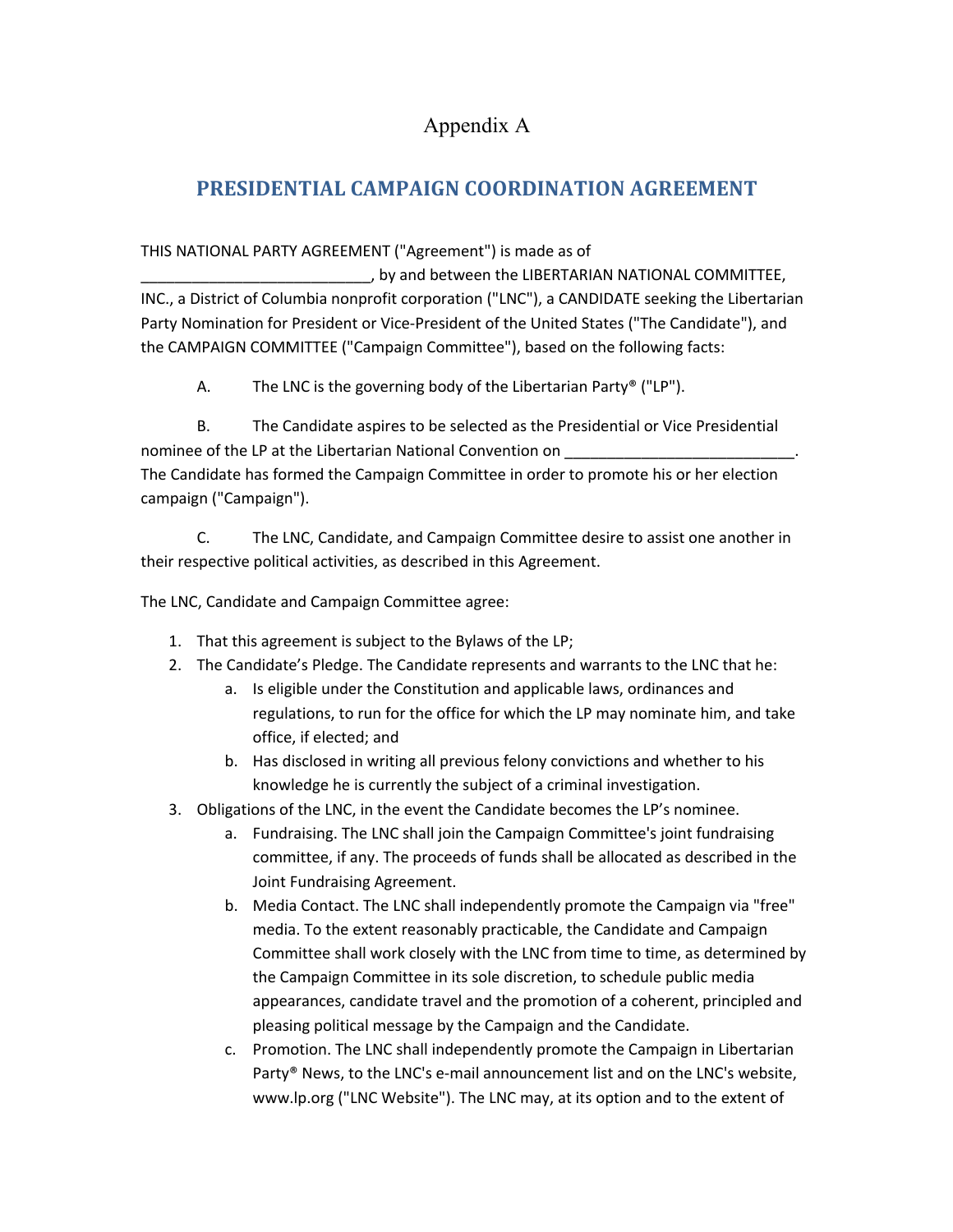# Appendix A

## PRESIDENTIAL CAMPAIGN COORDINATION AGREEMENT

THIS NATIONAL PARTY AGREEMENT ("Agreement") is made as of ___________________________, by and between the LIBERTARIAN NATIONAL COMMITTEE, INC., a District of Columbia nonprofit corporation ("LNC"), a CANDIDATE seeking the Libertarian Party Nomination for President or Vice-President of the United States ("The Candidate"), and the CAMPAIGN COMMITTEE ("Campaign Committee"), based on the following facts:

A. The LNC is the governing body of the Libertarian Party® ("LP").

B. The Candidate aspires to be selected as the Presidential or Vice Presidential nominee of the LP at the Libertarian National Convention on ___________________________. The Candidate has formed the Campaign Committee in order to promote his or her election campaign ("Campaign").

C. The LNC, Candidate, and Campaign Committee desire to assist one another in their respective political activities, as described in this Agreement.

The LNC, Candidate and Campaign Committee agree:

1. That this agreement is subject to the Bylaws of the LP;
2. The Candidate's Pledge. The Candidate represents and warrants to the LNC that he:
   a. Is eligible under the Constitution and applicable laws, ordinances and regulations, to run for the office for which the LP may nominate him, and take office, if elected; and
   b. Has disclosed in writing all previous felony convictions and whether to his knowledge he is currently the subject of a criminal investigation.
3. Obligations of the LNC, in the event the Candidate becomes the LP's nominee.
   a. Fundraising. The LNC shall join the Campaign Committee's joint fundraising committee, if any. The proceeds of funds shall be allocated as described in the Joint Fundraising Agreement.
   b. Media Contact. The LNC shall independently promote the Campaign via "free" media. To the extent reasonably practicable, the Candidate and Campaign Committee shall work closely with the LNC from time to time, as determined by the Campaign Committee in its sole discretion, to schedule public media appearances, candidate travel and the promotion of a coherent, principled and pleasing political message by the Campaign and the Candidate.
   c. Promotion. The LNC shall independently promote the Campaign in Libertarian Party® News, to the LNC's e-mail announcement list and on the LNC's website, www.lp.org ("LNC Website"). The LNC may, at its option and to the extent of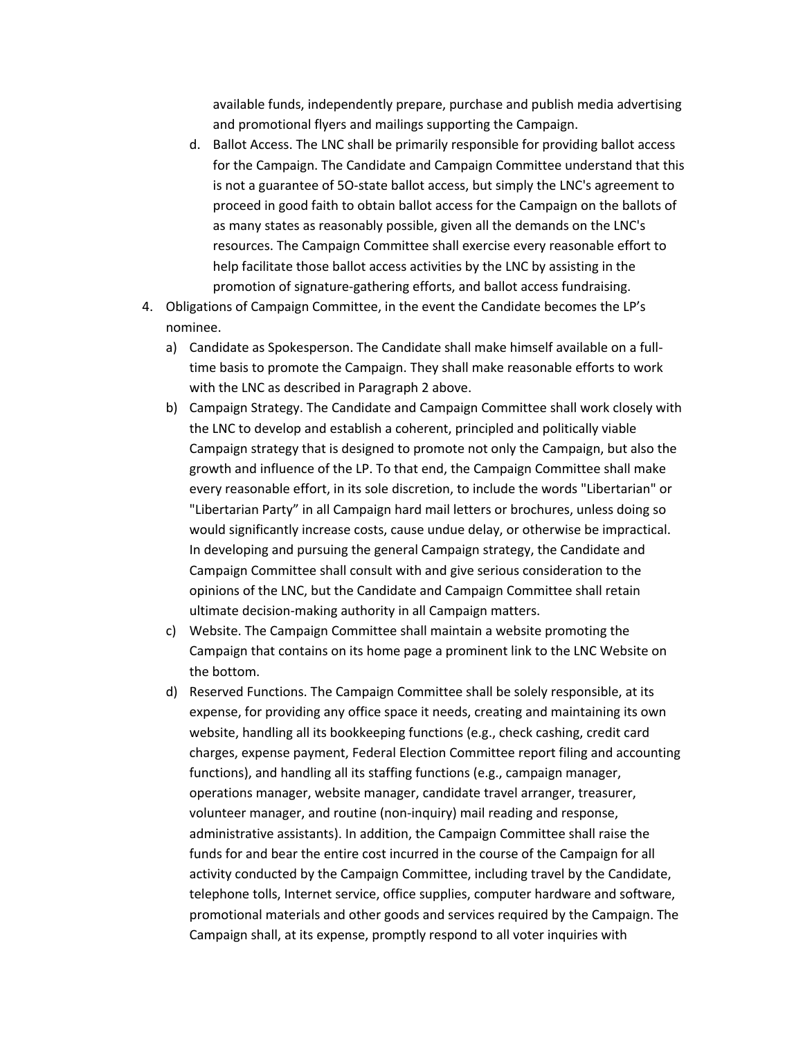available funds, independently prepare, purchase and publish media advertising and promotional flyers and mailings supporting the Campaign.

d. Ballot Access. The LNC shall be primarily responsible for providing ballot access for the Campaign. The Candidate and Campaign Committee understand that this is not a guarantee of 5O-state ballot access, but simply the LNC's agreement to proceed in good faith to obtain ballot access for the Campaign on the ballots of as many states as reasonably possible, given all the demands on the LNC's resources. The Campaign Committee shall exercise every reasonable effort to help facilitate those ballot access activities by the LNC by assisting in the promotion of signature-gathering efforts, and ballot access fundraising.

4. Obligations of Campaign Committee, in the event the Candidate becomes the LP's nominee.

   a) Candidate as Spokesperson. The Candidate shall make himself available on a full-time basis to promote the Campaign. They shall make reasonable efforts to work with the LNC as described in Paragraph 2 above.

   b) Campaign Strategy. The Candidate and Campaign Committee shall work closely with the LNC to develop and establish a coherent, principled and politically viable Campaign strategy that is designed to promote not only the Campaign, but also the growth and influence of the LP. To that end, the Campaign Committee shall make every reasonable effort, in its sole discretion, to include the words "Libertarian" or "Libertarian Party" in all Campaign hard mail letters or brochures, unless doing so would significantly increase costs, cause undue delay, or otherwise be impractical. In developing and pursuing the general Campaign strategy, the Candidate and Campaign Committee shall consult with and give serious consideration to the opinions of the LNC, but the Candidate and Campaign Committee shall retain ultimate decision-making authority in all Campaign matters.

   c) Website. The Campaign Committee shall maintain a website promoting the Campaign that contains on its home page a prominent link to the LNC Website on the bottom.

   d) Reserved Functions. The Campaign Committee shall be solely responsible, at its expense, for providing any office space it needs, creating and maintaining its own website, handling all its bookkeeping functions (e.g., check cashing, credit card charges, expense payment, Federal Election Committee report filing and accounting functions), and handling all its staffing functions (e.g., campaign manager, operations manager, website manager, candidate travel arranger, treasurer, volunteer manager, and routine (non-inquiry) mail reading and response, administrative assistants). In addition, the Campaign Committee shall raise the funds for and bear the entire cost incurred in the course of the Campaign for all activity conducted by the Campaign Committee, including travel by the Candidate, telephone tolls, Internet service, office supplies, computer hardware and software, promotional materials and other goods and services required by the Campaign. The Campaign shall, at its expense, promptly respond to all voter inquiries with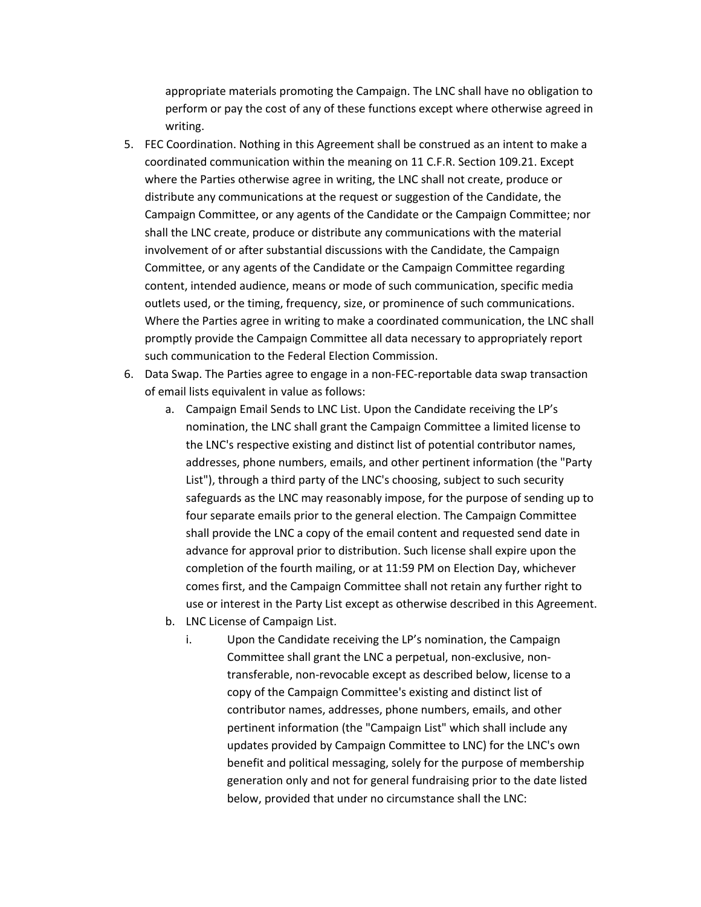appropriate materials promoting the Campaign. The LNC shall have no obligation to perform or pay the cost of any of these functions except where otherwise agreed in writing.

5. FEC Coordination. Nothing in this Agreement shall be construed as an intent to make a coordinated communication within the meaning on 11 C.F.R. Section 109.21. Except where the Parties otherwise agree in writing, the LNC shall not create, produce or distribute any communications at the request or suggestion of the Candidate, the Campaign Committee, or any agents of the Candidate or the Campaign Committee; nor shall the LNC create, produce or distribute any communications with the material involvement of or after substantial discussions with the Candidate, the Campaign Committee, or any agents of the Candidate or the Campaign Committee regarding content, intended audience, means or mode of such communication, specific media outlets used, or the timing, frequency, size, or prominence of such communications. Where the Parties agree in writing to make a coordinated communication, the LNC shall promptly provide the Campaign Committee all data necessary to appropriately report such communication to the Federal Election Commission.
6. Data Swap. The Parties agree to engage in a non-FEC-reportable data swap transaction of email lists equivalent in value as follows:
    a. Campaign Email Sends to LNC List. Upon the Candidate receiving the LP's nomination, the LNC shall grant the Campaign Committee a limited license to the LNC's respective existing and distinct list of potential contributor names, addresses, phone numbers, emails, and other pertinent information (the "Party List"), through a third party of the LNC's choosing, subject to such security safeguards as the LNC may reasonably impose, for the purpose of sending up to four separate emails prior to the general election. The Campaign Committee shall provide the LNC a copy of the email content and requested send date in advance for approval prior to distribution. Such license shall expire upon the completion of the fourth mailing, or at 11:59 PM on Election Day, whichever comes first, and the Campaign Committee shall not retain any further right to use or interest in the Party List except as otherwise described in this Agreement.
    b. LNC License of Campaign List.
        i. Upon the Candidate receiving the LP's nomination, the Campaign Committee shall grant the LNC a perpetual, non-exclusive, non-transferable, non-revocable except as described below, license to a copy of the Campaign Committee's existing and distinct list of contributor names, addresses, phone numbers, emails, and other pertinent information (the "Campaign List" which shall include any updates provided by Campaign Committee to LNC) for the LNC's own benefit and political messaging, solely for the purpose of membership generation only and not for general fundraising prior to the date listed below, provided that under no circumstance shall the LNC: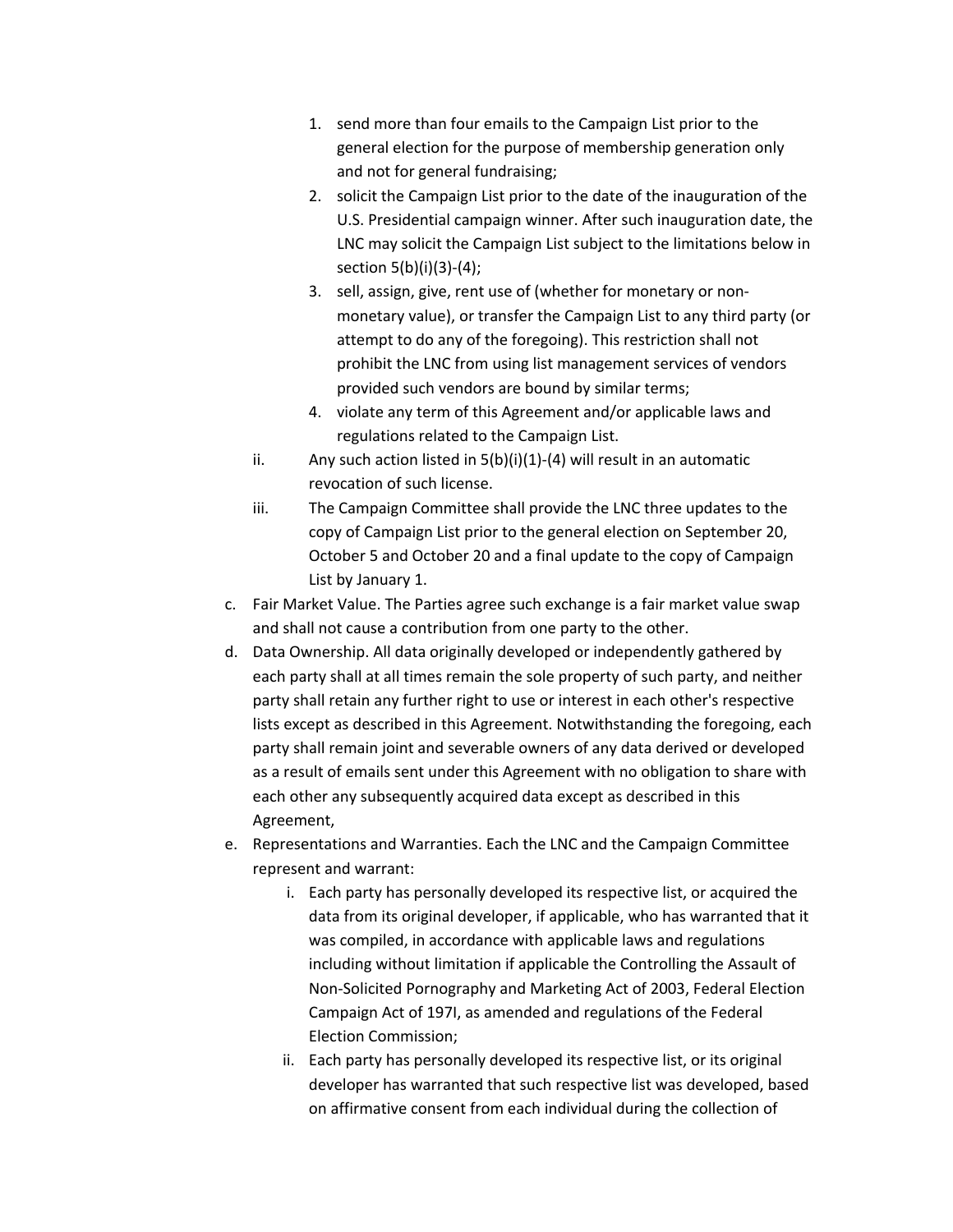1. send more than four emails to the Campaign List prior to the general election for the purpose of membership generation only and not for general fundraising;
2. solicit the Campaign List prior to the date of the inauguration of the U.S. Presidential campaign winner. After such inauguration date, the LNC may solicit the Campaign List subject to the limitations below in section 5(b)(i)(3)-(4);
3. sell, assign, give, rent use of (whether for monetary or non-monetary value), or transfer the Campaign List to any third party (or attempt to do any of the foregoing). This restriction shall not prohibit the LNC from using list management services of vendors provided such vendors are bound by similar terms;
4. violate any term of this Agreement and/or applicable laws and regulations related to the Campaign List.

ii. Any such action listed in 5(b)(i)(1)-(4) will result in an automatic revocation of such license.

iii. The Campaign Committee shall provide the LNC three updates to the copy of Campaign List prior to the general election on September 20, October 5 and October 20 and a final update to the copy of Campaign List by January 1.

c. Fair Market Value. The Parties agree such exchange is a fair market value swap and shall not cause a contribution from one party to the other.

d. Data Ownership. All data originally developed or independently gathered by each party shall at all times remain the sole property of such party, and neither party shall retain any further right to use or interest in each other's respective lists except as described in this Agreement. Notwithstanding the foregoing, each party shall remain joint and severable owners of any data derived or developed as a result of emails sent under this Agreement with no obligation to share with each other any subsequently acquired data except as described in this Agreement,

e. Representations and Warranties. Each the LNC and the Campaign Committee represent and warrant:

   i. Each party has personally developed its respective list, or acquired the data from its original developer, if applicable, who has warranted that it was compiled, in accordance with applicable laws and regulations including without limitation if applicable the Controlling the Assault of Non-Solicited Pornography and Marketing Act of 2003, Federal Election Campaign Act of 197I, as amended and regulations of the Federal Election Commission;

   ii. Each party has personally developed its respective list, or its original developer has warranted that such respective list was developed, based on affirmative consent from each individual during the collection of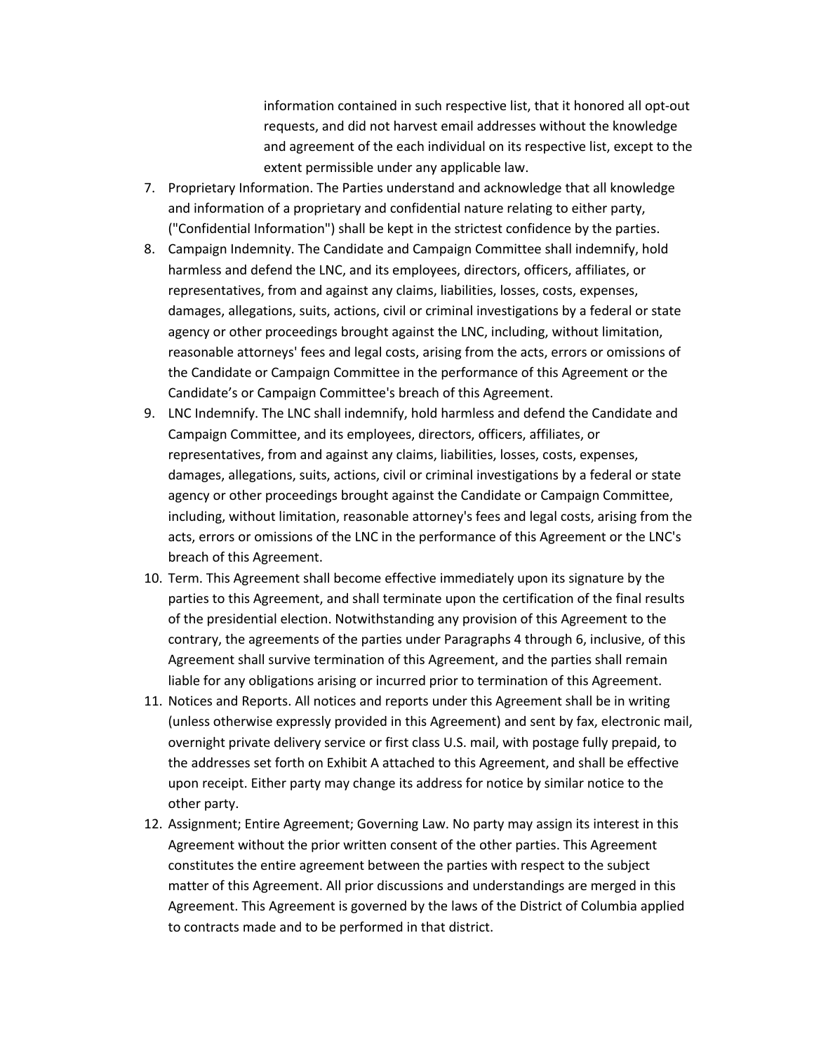information contained in such respective list, that it honored all opt-out requests, and did not harvest email addresses without the knowledge and agreement of the each individual on its respective list, except to the extent permissible under any applicable law.

7. Proprietary Information. The Parties understand and acknowledge that all knowledge and information of a proprietary and confidential nature relating to either party, ("Confidential Information") shall be kept in the strictest confidence by the parties.
8. Campaign Indemnity. The Candidate and Campaign Committee shall indemnify, hold harmless and defend the LNC, and its employees, directors, officers, affiliates, or representatives, from and against any claims, liabilities, losses, costs, expenses, damages, allegations, suits, actions, civil or criminal investigations by a federal or state agency or other proceedings brought against the LNC, including, without limitation, reasonable attorneys' fees and legal costs, arising from the acts, errors or omissions of the Candidate or Campaign Committee in the performance of this Agreement or the Candidate's or Campaign Committee's breach of this Agreement.
9. LNC Indemnify. The LNC shall indemnify, hold harmless and defend the Candidate and Campaign Committee, and its employees, directors, officers, affiliates, or representatives, from and against any claims, liabilities, losses, costs, expenses, damages, allegations, suits, actions, civil or criminal investigations by a federal or state agency or other proceedings brought against the Candidate or Campaign Committee, including, without limitation, reasonable attorney's fees and legal costs, arising from the acts, errors or omissions of the LNC in the performance of this Agreement or the LNC's breach of this Agreement.
10. Term. This Agreement shall become effective immediately upon its signature by the parties to this Agreement, and shall terminate upon the certification of the final results of the presidential election. Notwithstanding any provision of this Agreement to the contrary, the agreements of the parties under Paragraphs 4 through 6, inclusive, of this Agreement shall survive termination of this Agreement, and the parties shall remain liable for any obligations arising or incurred prior to termination of this Agreement.
11. Notices and Reports. All notices and reports under this Agreement shall be in writing (unless otherwise expressly provided in this Agreement) and sent by fax, electronic mail, overnight private delivery service or first class U.S. mail, with postage fully prepaid, to the addresses set forth on Exhibit A attached to this Agreement, and shall be effective upon receipt. Either party may change its address for notice by similar notice to the other party.
12. Assignment; Entire Agreement; Governing Law. No party may assign its interest in this Agreement without the prior written consent of the other parties. This Agreement constitutes the entire agreement between the parties with respect to the subject matter of this Agreement. All prior discussions and understandings are merged in this Agreement. This Agreement is governed by the laws of the District of Columbia applied to contracts made and to be performed in that district.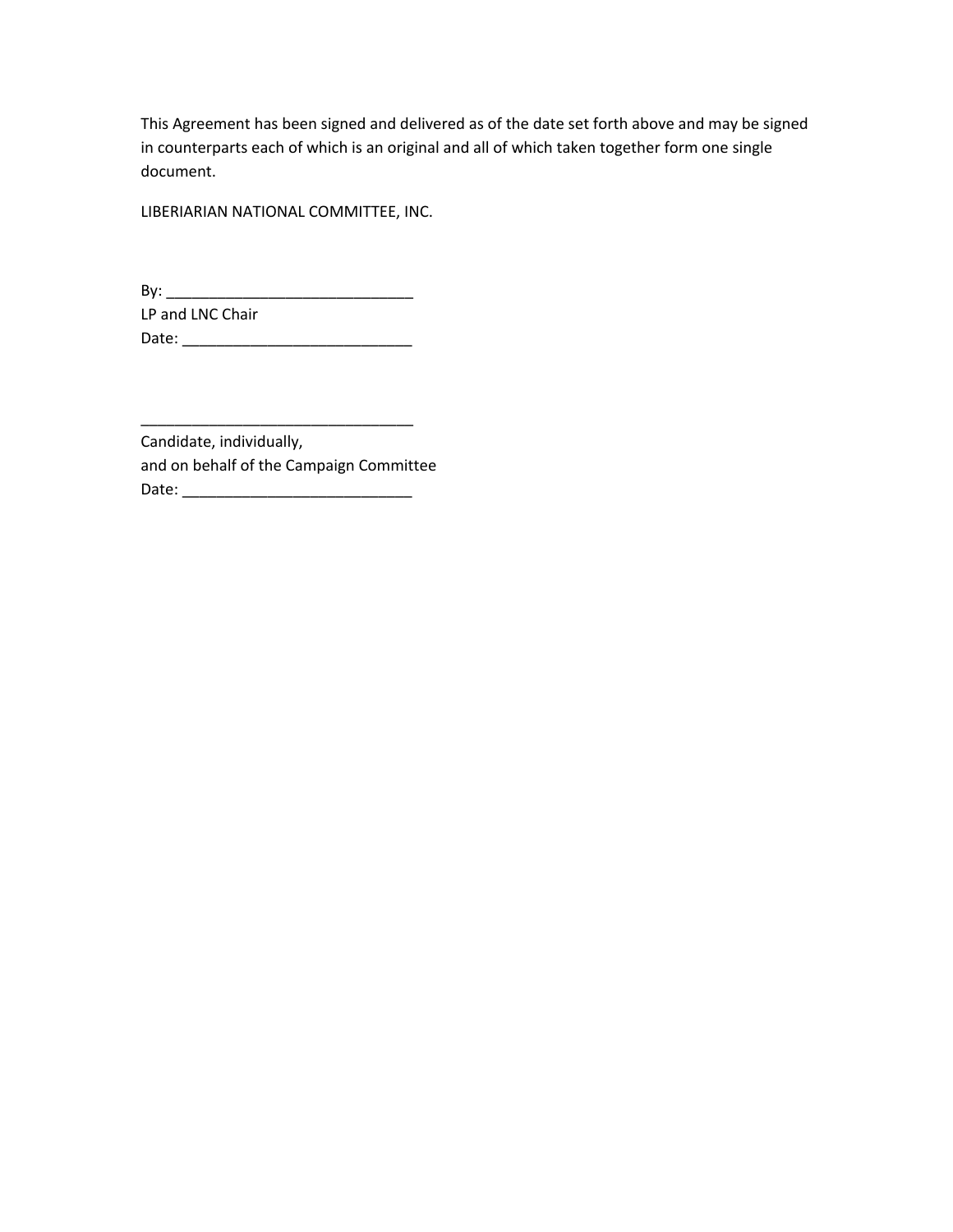This Agreement has been signed and delivered as of the date set forth above and may be signed in counterparts each of which is an original and all of which taken together form one single document.

LIBERIARIAN NATIONAL COMMITTEE, INC.

By: _____________________________
LP and LNC Chair
Date: ___________________________

_________________________________
Candidate, individually,
and on behalf of the Campaign Committee
Date: ___________________________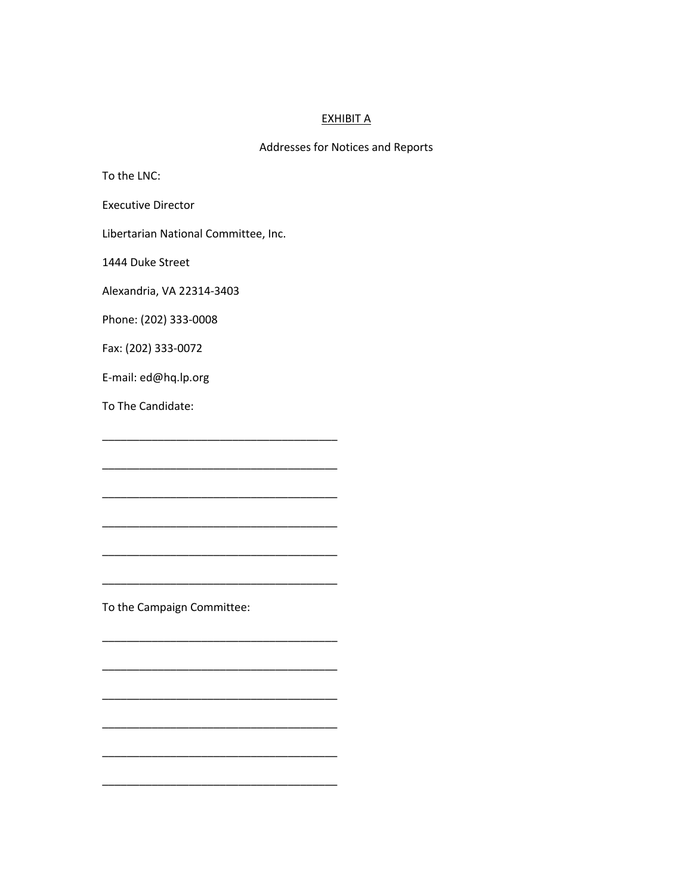<u>EXHIBIT A</u>

Addresses for Notices and Reports

To the LNC:

Executive Director

Libertarian National Committee, Inc.

1444 Duke Street

Alexandria, VA 22314-3403

Phone: (202) 333-0008

Fax: (202) 333-0072

E-mail: ed@hq.lp.org

To The Candidate:

_____________________________________

_____________________________________

_____________________________________

_____________________________________

_____________________________________

_____________________________________

To the Campaign Committee:

_____________________________________

_____________________________________

_____________________________________

_____________________________________

_____________________________________

_____________________________________